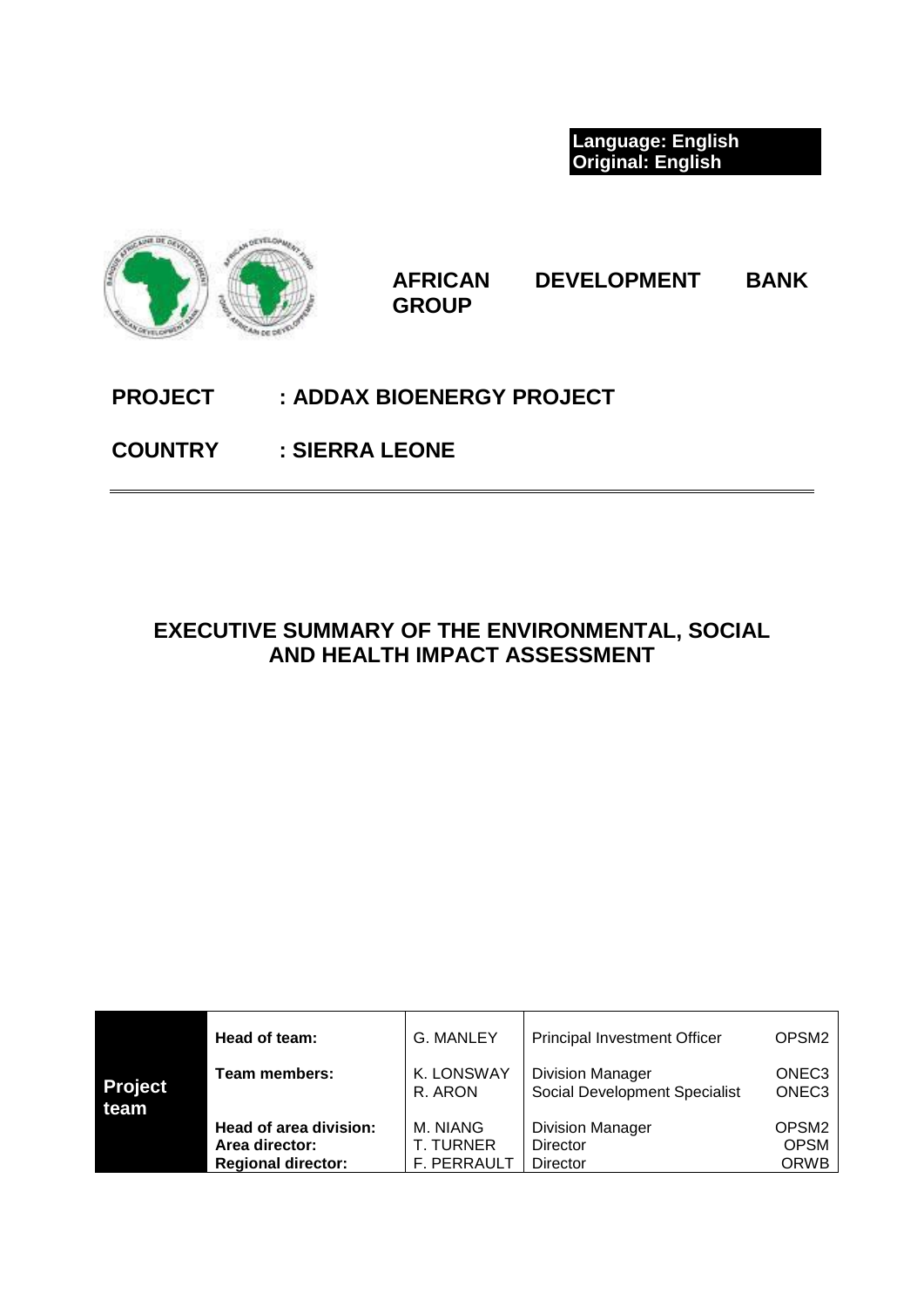**Language: English**
**Original: English**

**AFRICAN DEVELOPMENT BANK GROUP**

**PROJECT : ADDAX BIOENERGY PROJECT**

**COUNTRY : SIERRA LEONE**

---

# EXECUTIVE SUMMARY OF THE ENVIRONMENTAL, SOCIAL AND HEALTH IMPACT ASSESSMENT

| | | | | |
|---|---|---|---|---|
| **Project team** | **Head of team:** | G. MANLEY | Principal Investment Officer | OPSM2 |
| | **Team members:** | K. LONSWAY<br>R. ARON | Division Manager<br>Social Development Specialist | ONEC3<br>ONEC3 |
| | **Head of area division:**<br>**Area director:**<br>**Regional director:** | M. NIANG<br>T. TURNER<br>F. PERRAULT | Division Manager<br>Director<br>Director | OPSM2<br>OPSM<br>ORWB |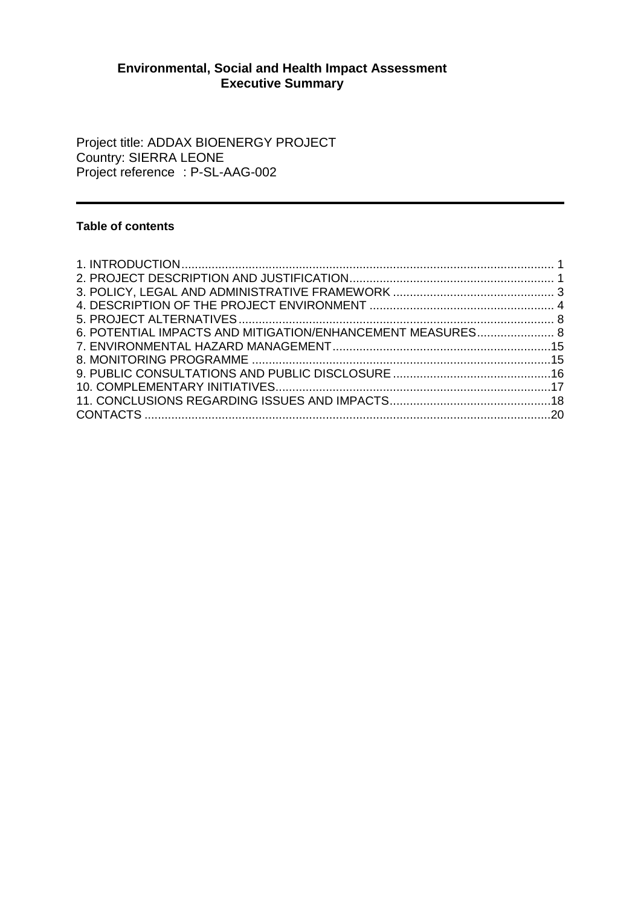**Environmental, Social and Health Impact Assessment**
**Executive Summary**

Project title: ADDAX BIOENERGY PROJECT
Country: SIERRA LEONE
Project reference : P-SL-AAG-002

---

**Table of contents**

1. INTRODUCTION ........ 1
2. PROJECT DESCRIPTION AND JUSTIFICATION ........ 1
3. POLICY, LEGAL AND ADMINISTRATIVE FRAMEWORK ........ 3
4. DESCRIPTION OF THE PROJECT ENVIRONMENT ........ 4
5. PROJECT ALTERNATIVES ........ 8
6. POTENTIAL IMPACTS AND MITIGATION/ENHANCEMENT MEASURES ........ 8
7. ENVIRONMENTAL HAZARD MANAGEMENT ........ 15
8. MONITORING PROGRAMME ........ 15
9. PUBLIC CONSULTATIONS AND PUBLIC DISCLOSURE ........ 16
10. COMPLEMENTARY INITIATIVES ........ 17
11. CONCLUSIONS REGARDING ISSUES AND IMPACTS ........ 18
CONTACTS ........ 20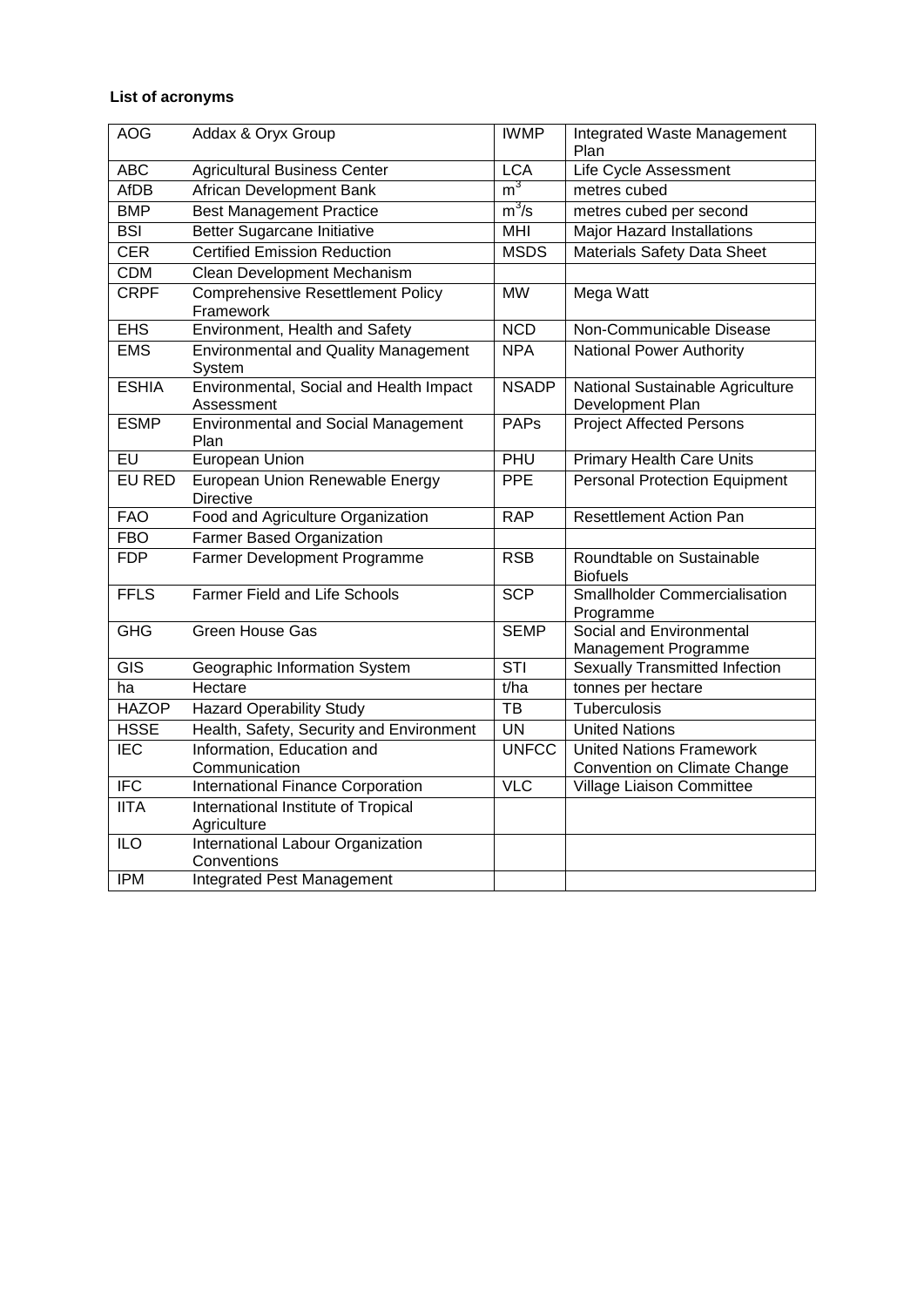**List of acronyms**

| AOG | Addax & Oryx Group | IWMP | Integrated Waste Management Plan |
|---|---|---|---|
| ABC | Agricultural Business Center | LCA | Life Cycle Assessment |
| AfDB | African Development Bank | $m^3$ | metres cubed |
| BMP | Best Management Practice | $m^3/s$ | metres cubed per second |
| BSI | Better Sugarcane Initiative | MHI | Major Hazard Installations |
| CER | Certified Emission Reduction | MSDS | Materials Safety Data Sheet |
| CDM | Clean Development Mechanism | | |
| CRPF | Comprehensive Resettlement Policy Framework | MW | Mega Watt |
| EHS | Environment, Health and Safety | NCD | Non-Communicable Disease |
| EMS | Environmental and Quality Management System | NPA | National Power Authority |
| ESHIA | Environmental, Social and Health Impact Assessment | NSADP | National Sustainable Agriculture Development Plan |
| ESMP | Environmental and Social Management Plan | PAPs | Project Affected Persons |
| EU | European Union | PHU | Primary Health Care Units |
| EU RED | European Union Renewable Energy Directive | PPE | Personal Protection Equipment |
| FAO | Food and Agriculture Organization | RAP | Resettlement Action Pan |
| FBO | Farmer Based Organization | | |
| FDP | Farmer Development Programme | RSB | Roundtable on Sustainable Biofuels |
| FFLS | Farmer Field and Life Schools | SCP | Smallholder Commercialisation Programme |
| GHG | Green House Gas | SEMP | Social and Environmental Management Programme |
| GIS | Geographic Information System | STI | Sexually Transmitted Infection |
| ha | Hectare | t/ha | tonnes per hectare |
| HAZOP | Hazard Operability Study | TB | Tuberculosis |
| HSSE | Health, Safety, Security and Environment | UN | United Nations |
| IEC | Information, Education and Communication | UNFCC | United Nations Framework Convention on Climate Change |
| IFC | International Finance Corporation | VLC | Village Liaison Committee |
| IITA | International Institute of Tropical Agriculture | | |
| ILO | International Labour Organization Conventions | | |
| IPM | Integrated Pest Management | | |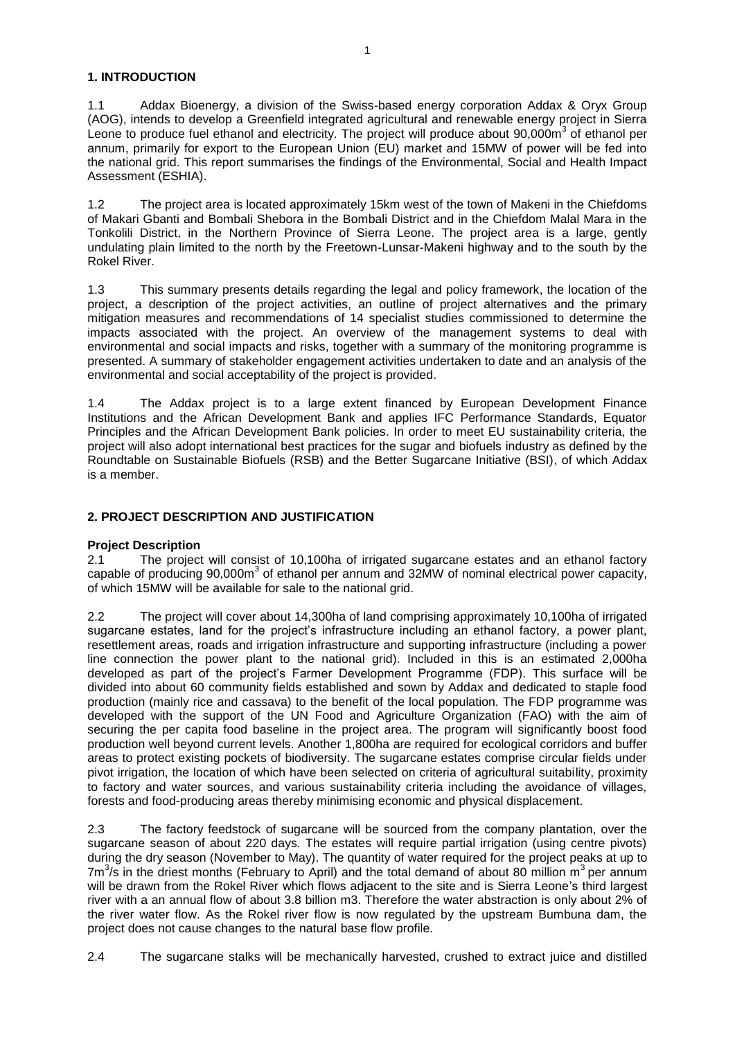## 1. INTRODUCTION

1.1 Addax Bioenergy, a division of the Swiss-based energy corporation Addax & Oryx Group (AOG), intends to develop a Greenfield integrated agricultural and renewable energy project in Sierra Leone to produce fuel ethanol and electricity. The project will produce about 90,000m$^3$ of ethanol per annum, primarily for export to the European Union (EU) market and 15MW of power will be fed into the national grid. This report summarises the findings of the Environmental, Social and Health Impact Assessment (ESHIA).

1.2 The project area is located approximately 15km west of the town of Makeni in the Chiefdoms of Makari Gbanti and Bombali Shebora in the Bombali District and in the Chiefdom Malal Mara in the Tonkolili District, in the Northern Province of Sierra Leone. The project area is a large, gently undulating plain limited to the north by the Freetown-Lunsar-Makeni highway and to the south by the Rokel River.

1.3 This summary presents details regarding the legal and policy framework, the location of the project, a description of the project activities, an outline of project alternatives and the primary mitigation measures and recommendations of 14 specialist studies commissioned to determine the impacts associated with the project. An overview of the management systems to deal with environmental and social impacts and risks, together with a summary of the monitoring programme is presented. A summary of stakeholder engagement activities undertaken to date and an analysis of the environmental and social acceptability of the project is provided.

1.4 The Addax project is to a large extent financed by European Development Finance Institutions and the African Development Bank and applies IFC Performance Standards, Equator Principles and the African Development Bank policies. In order to meet EU sustainability criteria, the project will also adopt international best practices for the sugar and biofuels industry as defined by the Roundtable on Sustainable Biofuels (RSB) and the Better Sugarcane Initiative (BSI), of which Addax is a member.

## 2. PROJECT DESCRIPTION AND JUSTIFICATION

### Project Description

2.1 The project will consist of 10,100ha of irrigated sugarcane estates and an ethanol factory capable of producing 90,000m$^3$ of ethanol per annum and 32MW of nominal electrical power capacity, of which 15MW will be available for sale to the national grid.

2.2 The project will cover about 14,300ha of land comprising approximately 10,100ha of irrigated sugarcane estates, land for the project's infrastructure including an ethanol factory, a power plant, resettlement areas, roads and irrigation infrastructure and supporting infrastructure (including a power line connection the power plant to the national grid). Included in this is an estimated 2,000ha developed as part of the project's Farmer Development Programme (FDP). This surface will be divided into about 60 community fields established and sown by Addax and dedicated to staple food production (mainly rice and cassava) to the benefit of the local population. The FDP programme was developed with the support of the UN Food and Agriculture Organization (FAO) with the aim of securing the per capita food baseline in the project area. The program will significantly boost food production well beyond current levels. Another 1,800ha are required for ecological corridors and buffer areas to protect existing pockets of biodiversity. The sugarcane estates comprise circular fields under pivot irrigation, the location of which have been selected on criteria of agricultural suitability, proximity to factory and water sources, and various sustainability criteria including the avoidance of villages, forests and food-producing areas thereby minimising economic and physical displacement.

2.3 The factory feedstock of sugarcane will be sourced from the company plantation, over the sugarcane season of about 220 days. The estates will require partial irrigation (using centre pivots) during the dry season (November to May). The quantity of water required for the project peaks at up to 7m$^3$/s in the driest months (February to April) and the total demand of about 80 million m$^3$ per annum will be drawn from the Rokel River which flows adjacent to the site and is Sierra Leone's third largest river with a an annual flow of about 3.8 billion m3. Therefore the water abstraction is only about 2% of the river water flow. As the Rokel river flow is now regulated by the upstream Bumbuna dam, the project does not cause changes to the natural base flow profile.

2.4 The sugarcane stalks will be mechanically harvested, crushed to extract juice and distilled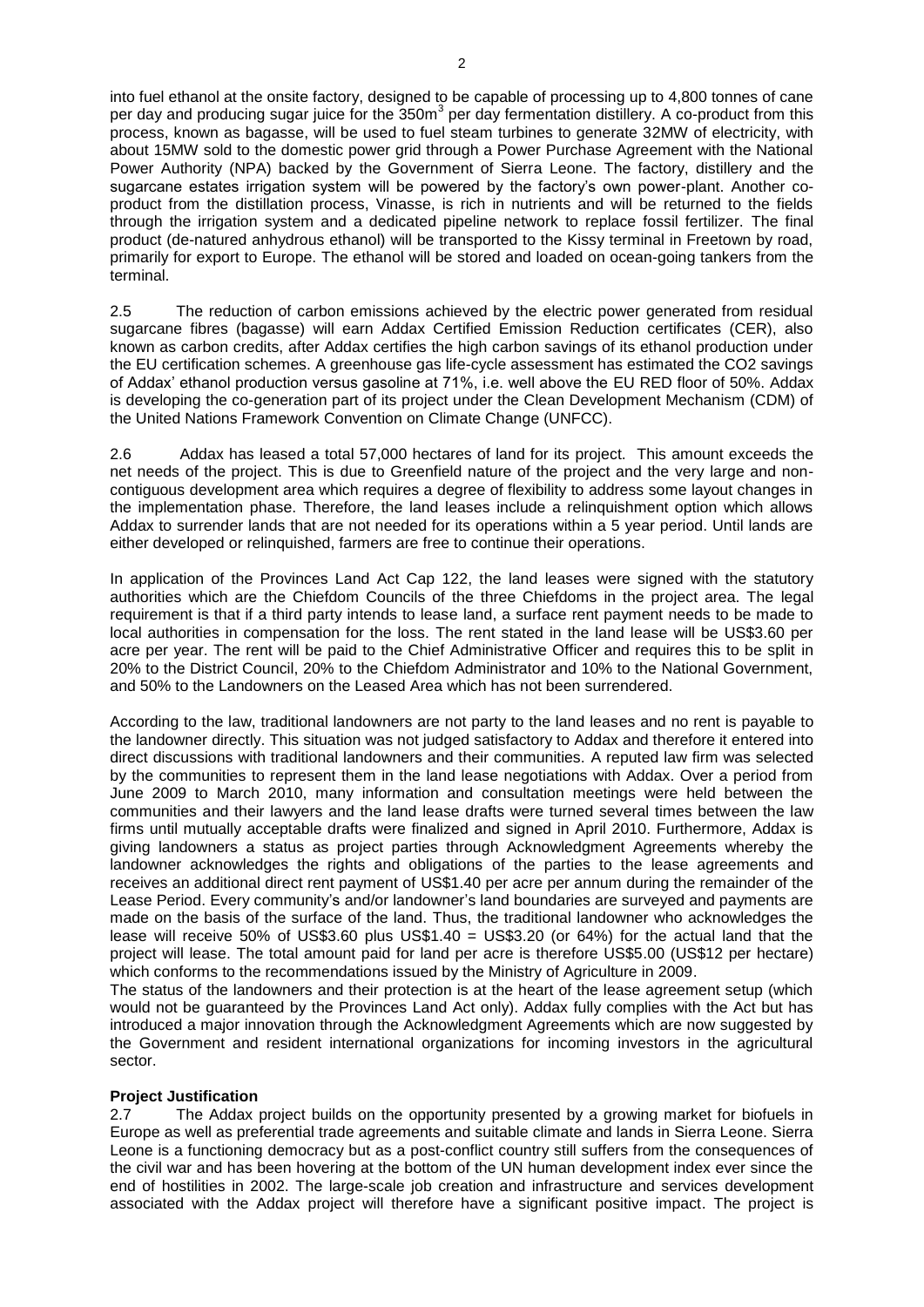into fuel ethanol at the onsite factory, designed to be capable of processing up to 4,800 tonnes of cane per day and producing sugar juice for the $350m^3$ per day fermentation distillery. A co-product from this process, known as bagasse, will be used to fuel steam turbines to generate 32MW of electricity, with about 15MW sold to the domestic power grid through a Power Purchase Agreement with the National Power Authority (NPA) backed by the Government of Sierra Leone. The factory, distillery and the sugarcane estates irrigation system will be powered by the factory's own power-plant. Another co-product from the distillation process, Vinasse, is rich in nutrients and will be returned to the fields through the irrigation system and a dedicated pipeline network to replace fossil fertilizer. The final product (de-natured anhydrous ethanol) will be transported to the Kissy terminal in Freetown by road, primarily for export to Europe. The ethanol will be stored and loaded on ocean-going tankers from the terminal.

2.5 The reduction of carbon emissions achieved by the electric power generated from residual sugarcane fibres (bagasse) will earn Addax Certified Emission Reduction certificates (CER), also known as carbon credits, after Addax certifies the high carbon savings of its ethanol production under the EU certification schemes. A greenhouse gas life-cycle assessment has estimated the CO2 savings of Addax' ethanol production versus gasoline at 71%, i.e. well above the EU RED floor of 50%. Addax is developing the co-generation part of its project under the Clean Development Mechanism (CDM) of the United Nations Framework Convention on Climate Change (UNFCC).

2.6 Addax has leased a total 57,000 hectares of land for its project. This amount exceeds the net needs of the project. This is due to Greenfield nature of the project and the very large and non-contiguous development area which requires a degree of flexibility to address some layout changes in the implementation phase. Therefore, the land leases include a relinquishment option which allows Addax to surrender lands that are not needed for its operations within a 5 year period. Until lands are either developed or relinquished, farmers are free to continue their operations.

In application of the Provinces Land Act Cap 122, the land leases were signed with the statutory authorities which are the Chiefdom Councils of the three Chiefdoms in the project area. The legal requirement is that if a third party intends to lease land, a surface rent payment needs to be made to local authorities in compensation for the loss. The rent stated in the land lease will be US$3.60 per acre per year. The rent will be paid to the Chief Administrative Officer and requires this to be split in 20% to the District Council, 20% to the Chiefdom Administrator and 10% to the National Government, and 50% to the Landowners on the Leased Area which has not been surrendered.

According to the law, traditional landowners are not party to the land leases and no rent is payable to the landowner directly. This situation was not judged satisfactory to Addax and therefore it entered into direct discussions with traditional landowners and their communities. A reputed law firm was selected by the communities to represent them in the land lease negotiations with Addax. Over a period from June 2009 to March 2010, many information and consultation meetings were held between the communities and their lawyers and the land lease drafts were turned several times between the law firms until mutually acceptable drafts were finalized and signed in April 2010. Furthermore, Addax is giving landowners a status as project parties through Acknowledgment Agreements whereby the landowner acknowledges the rights and obligations of the parties to the lease agreements and receives an additional direct rent payment of US$1.40 per acre per annum during the remainder of the Lease Period. Every community's and/or landowner's land boundaries are surveyed and payments are made on the basis of the surface of the land. Thus, the traditional landowner who acknowledges the lease will receive 50% of US$3.60 plus US$1.40 = US$3.20 (or 64%) for the actual land that the project will lease. The total amount paid for land per acre is therefore US$5.00 (US$12 per hectare) which conforms to the recommendations issued by the Ministry of Agriculture in 2009.

The status of the landowners and their protection is at the heart of the lease agreement setup (which would not be guaranteed by the Provinces Land Act only). Addax fully complies with the Act but has introduced a major innovation through the Acknowledgment Agreements which are now suggested by the Government and resident international organizations for incoming investors in the agricultural sector.

**Project Justification**

2.7 The Addax project builds on the opportunity presented by a growing market for biofuels in Europe as well as preferential trade agreements and suitable climate and lands in Sierra Leone. Sierra Leone is a functioning democracy but as a post-conflict country still suffers from the consequences of the civil war and has been hovering at the bottom of the UN human development index ever since the end of hostilities in 2002. The large-scale job creation and infrastructure and services development associated with the Addax project will therefore have a significant positive impact. The project is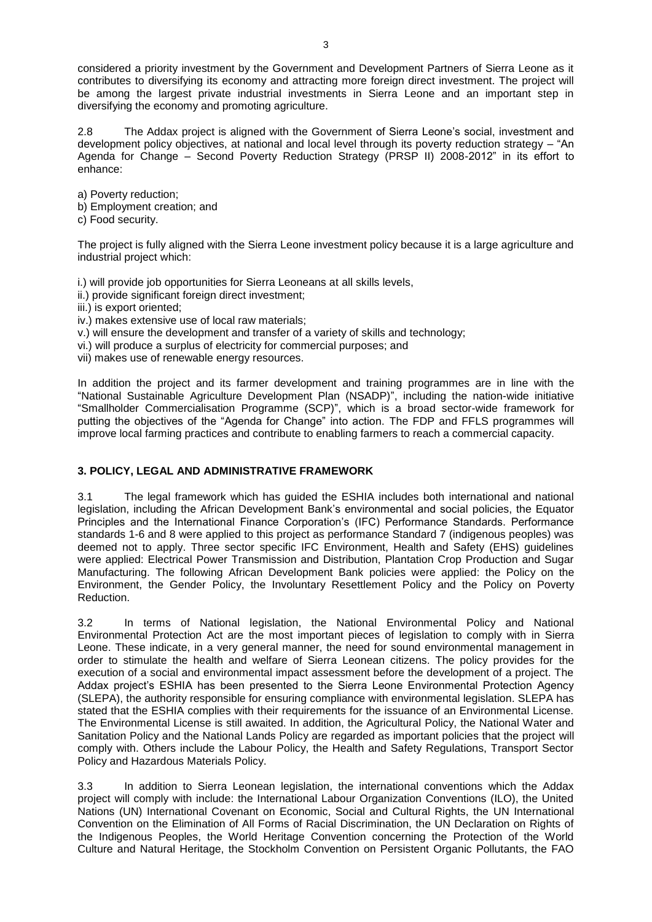considered a priority investment by the Government and Development Partners of Sierra Leone as it contributes to diversifying its economy and attracting more foreign direct investment. The project will be among the largest private industrial investments in Sierra Leone and an important step in diversifying the economy and promoting agriculture.

2.8 The Addax project is aligned with the Government of Sierra Leone's social, investment and development policy objectives, at national and local level through its poverty reduction strategy – "An Agenda for Change – Second Poverty Reduction Strategy (PRSP II) 2008-2012" in its effort to enhance:

a) Poverty reduction;
b) Employment creation; and
c) Food security.

The project is fully aligned with the Sierra Leone investment policy because it is a large agriculture and industrial project which:

i.) will provide job opportunities for Sierra Leoneans at all skills levels,
ii.) provide significant foreign direct investment;
iii.) is export oriented;
iv.) makes extensive use of local raw materials;
v.) will ensure the development and transfer of a variety of skills and technology;
vi.) will produce a surplus of electricity for commercial purposes; and
vii) makes use of renewable energy resources.

In addition the project and its farmer development and training programmes are in line with the "National Sustainable Agriculture Development Plan (NSADP)", including the nation-wide initiative "Smallholder Commercialisation Programme (SCP)", which is a broad sector-wide framework for putting the objectives of the "Agenda for Change" into action. The FDP and FFLS programmes will improve local farming practices and contribute to enabling farmers to reach a commercial capacity.

## 3. POLICY, LEGAL AND ADMINISTRATIVE FRAMEWORK

3.1 The legal framework which has guided the ESHIA includes both international and national legislation, including the African Development Bank's environmental and social policies, the Equator Principles and the International Finance Corporation's (IFC) Performance Standards. Performance standards 1-6 and 8 were applied to this project as performance Standard 7 (indigenous peoples) was deemed not to apply. Three sector specific IFC Environment, Health and Safety (EHS) guidelines were applied: Electrical Power Transmission and Distribution, Plantation Crop Production and Sugar Manufacturing. The following African Development Bank policies were applied: the Policy on the Environment, the Gender Policy, the Involuntary Resettlement Policy and the Policy on Poverty Reduction.

3.2 In terms of National legislation, the National Environmental Policy and National Environmental Protection Act are the most important pieces of legislation to comply with in Sierra Leone. These indicate, in a very general manner, the need for sound environmental management in order to stimulate the health and welfare of Sierra Leonean citizens. The policy provides for the execution of a social and environmental impact assessment before the development of a project. The Addax project's ESHIA has been presented to the Sierra Leone Environmental Protection Agency (SLEPA), the authority responsible for ensuring compliance with environmental legislation. SLEPA has stated that the ESHIA complies with their requirements for the issuance of an Environmental License. The Environmental License is still awaited. In addition, the Agricultural Policy, the National Water and Sanitation Policy and the National Lands Policy are regarded as important policies that the project will comply with. Others include the Labour Policy, the Health and Safety Regulations, Transport Sector Policy and Hazardous Materials Policy.

3.3 In addition to Sierra Leonean legislation, the international conventions which the Addax project will comply with include: the International Labour Organization Conventions (ILO), the United Nations (UN) International Covenant on Economic, Social and Cultural Rights, the UN International Convention on the Elimination of All Forms of Racial Discrimination, the UN Declaration on Rights of the Indigenous Peoples, the World Heritage Convention concerning the Protection of the World Culture and Natural Heritage, the Stockholm Convention on Persistent Organic Pollutants, the FAO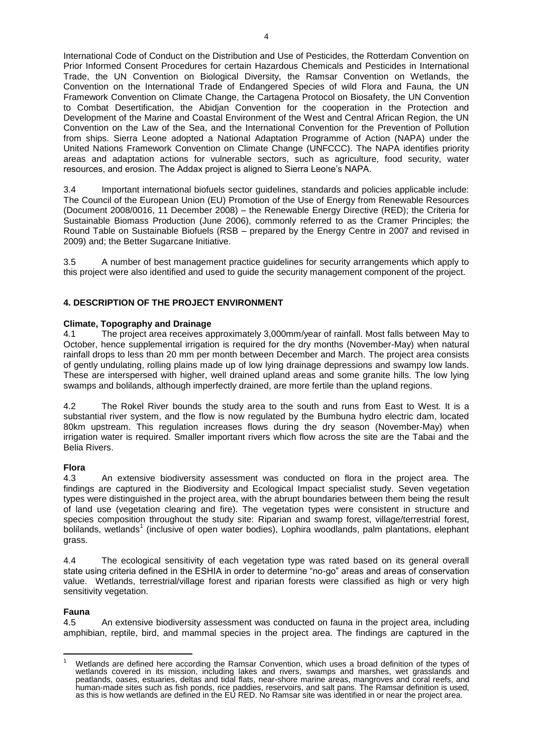International Code of Conduct on the Distribution and Use of Pesticides, the Rotterdam Convention on Prior Informed Consent Procedures for certain Hazardous Chemicals and Pesticides in International Trade, the UN Convention on Biological Diversity, the Ramsar Convention on Wetlands, the Convention on the International Trade of Endangered Species of wild Flora and Fauna, the UN Framework Convention on Climate Change, the Cartagena Protocol on Biosafety, the UN Convention to Combat Desertification, the Abidjan Convention for the cooperation in the Protection and Development of the Marine and Coastal Environment of the West and Central African Region, the UN Convention on the Law of the Sea, and the International Convention for the Prevention of Pollution from ships. Sierra Leone adopted a National Adaptation Programme of Action (NAPA) under the United Nations Framework Convention on Climate Change (UNFCCC). The NAPA identifies priority areas and adaptation actions for vulnerable sectors, such as agriculture, food security, water resources, and erosion. The Addax project is aligned to Sierra Leone's NAPA.

3.4 Important international biofuels sector guidelines, standards and policies applicable include: The Council of the European Union (EU) Promotion of the Use of Energy from Renewable Resources (Document 2008/0016, 11 December 2008) – the Renewable Energy Directive (RED); the Criteria for Sustainable Biomass Production (June 2006), commonly referred to as the Cramer Principles; the Round Table on Sustainable Biofuels (RSB – prepared by the Energy Centre in 2007 and revised in 2009) and; the Better Sugarcane Initiative.

3.5 A number of best management practice guidelines for security arrangements which apply to this project were also identified and used to guide the security management component of the project.

## 4. DESCRIPTION OF THE PROJECT ENVIRONMENT

### Climate, Topography and Drainage

4.1 The project area receives approximately 3,000mm/year of rainfall. Most falls between May to October, hence supplemental irrigation is required for the dry months (November-May) when natural rainfall drops to less than 20 mm per month between December and March. The project area consists of gently undulating, rolling plains made up of low lying drainage depressions and swampy low lands. These are interspersed with higher, well drained upland areas and some granite hills. The low lying swamps and bolilands, although imperfectly drained, are more fertile than the upland regions.

4.2 The Rokel River bounds the study area to the south and runs from East to West. It is a substantial river system, and the flow is now regulated by the Bumbuna hydro electric dam, located 80km upstream. This regulation increases flows during the dry season (November-May) when irrigation water is required. Smaller important rivers which flow across the site are the Tabai and the Belia Rivers.

### Flora

4.3 An extensive biodiversity assessment was conducted on flora in the project area. The findings are captured in the Biodiversity and Ecological Impact specialist study. Seven vegetation types were distinguished in the project area, with the abrupt boundaries between them being the result of land use (vegetation clearing and fire). The vegetation types were consistent in structure and species composition throughout the study site: Riparian and swamp forest, village/terrestrial forest, bolilands, wetlands[1] (inclusive of open water bodies), Lophira woodlands, palm plantations, elephant grass.

4.4 The ecological sensitivity of each vegetation type was rated based on its general overall state using criteria defined in the ESHIA in order to determine "no-go" areas and areas of conservation value. Wetlands, terrestrial/village forest and riparian forests were classified as high or very high sensitivity vegetation.

### Fauna

4.5 An extensive biodiversity assessment was conducted on fauna in the project area, including amphibian, reptile, bird, and mammal species in the project area. The findings are captured in the

---

[1] Wetlands are defined here according the Ramsar Convention, which uses a broad definition of the types of wetlands covered in its mission, including lakes and rivers, swamps and marshes, wet grasslands and peatlands, oases, estuaries, deltas and tidal flats, near-shore marine areas, mangroves and coral reefs, and human-made sites such as fish ponds, rice paddies, reservoirs, and salt pans. The Ramsar definition is used, as this is how wetlands are defined in the EU RED. No Ramsar site was identified in or near the project area.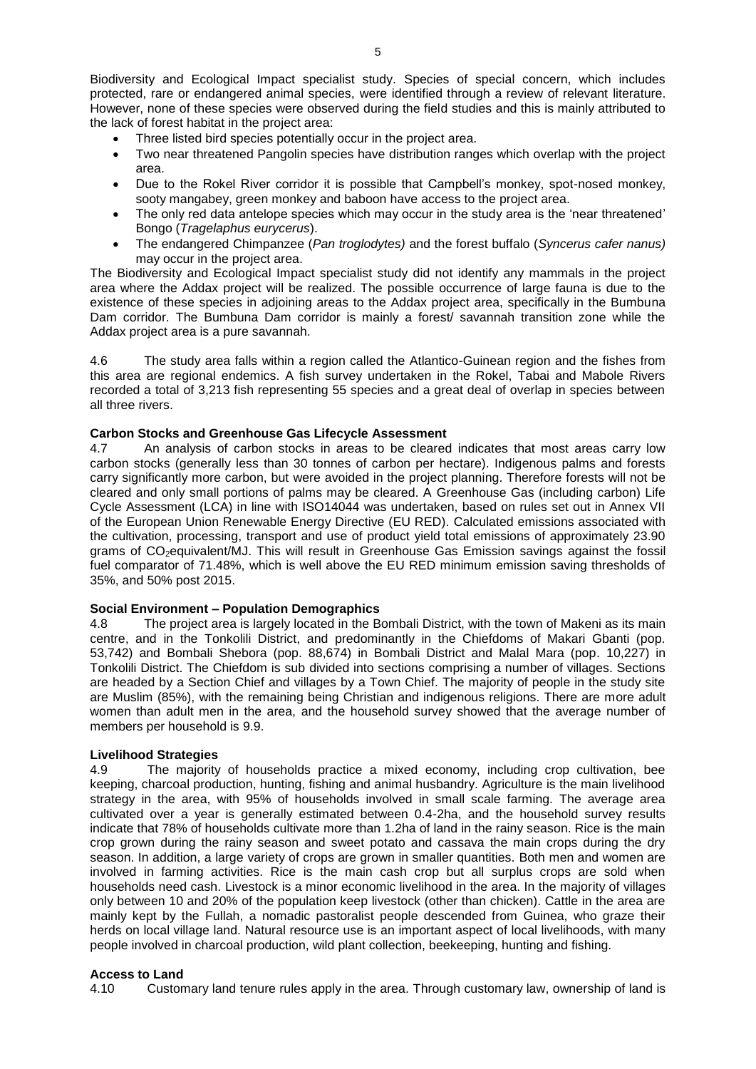Biodiversity and Ecological Impact specialist study. Species of special concern, which includes protected, rare or endangered animal species, were identified through a review of relevant literature. However, none of these species were observed during the field studies and this is mainly attributed to the lack of forest habitat in the project area:

- Three listed bird species potentially occur in the project area.
- Two near threatened Pangolin species have distribution ranges which overlap with the project area.
- Due to the Rokel River corridor it is possible that Campbell's monkey, spot-nosed monkey, sooty mangabey, green monkey and baboon have access to the project area.
- The only red data antelope species which may occur in the study area is the 'near threatened' Bongo (*Tragelaphus eurycerus*).
- The endangered Chimpanzee (*Pan troglodytes)* and the forest buffalo (*Syncerus cafer nanus)* may occur in the project area.

The Biodiversity and Ecological Impact specialist study did not identify any mammals in the project area where the Addax project will be realized. The possible occurrence of large fauna is due to the existence of these species in adjoining areas to the Addax project area, specifically in the Bumbuna Dam corridor. The Bumbuna Dam corridor is mainly a forest/ savannah transition zone while the Addax project area is a pure savannah.

4.6 The study area falls within a region called the Atlantico-Guinean region and the fishes from this area are regional endemics. A fish survey undertaken in the Rokel, Tabai and Mabole Rivers recorded a total of 3,213 fish representing 55 species and a great deal of overlap in species between all three rivers.

**Carbon Stocks and Greenhouse Gas Lifecycle Assessment**

4.7 An analysis of carbon stocks in areas to be cleared indicates that most areas carry low carbon stocks (generally less than 30 tonnes of carbon per hectare). Indigenous palms and forests carry significantly more carbon, but were avoided in the project planning. Therefore forests will not be cleared and only small portions of palms may be cleared. A Greenhouse Gas (including carbon) Life Cycle Assessment (LCA) in line with ISO14044 was undertaken, based on rules set out in Annex VII of the European Union Renewable Energy Directive (EU RED). Calculated emissions associated with the cultivation, processing, transport and use of product yield total emissions of approximately 23.90 grams of $CO_2$equivalent/MJ. This will result in Greenhouse Gas Emission savings against the fossil fuel comparator of 71.48%, which is well above the EU RED minimum emission saving thresholds of 35%, and 50% post 2015.

**Social Environment – Population Demographics**

4.8 The project area is largely located in the Bombali District, with the town of Makeni as its main centre, and in the Tonkolili District, and predominantly in the Chiefdoms of Makari Gbanti (pop. 53,742) and Bombali Shebora (pop. 88,674) in Bombali District and Malal Mara (pop. 10,227) in Tonkolili District. The Chiefdom is sub divided into sections comprising a number of villages. Sections are headed by a Section Chief and villages by a Town Chief. The majority of people in the study site are Muslim (85%), with the remaining being Christian and indigenous religions. There are more adult women than adult men in the area, and the household survey showed that the average number of members per household is 9.9.

**Livelihood Strategies**

4.9 The majority of households practice a mixed economy, including crop cultivation, bee keeping, charcoal production, hunting, fishing and animal husbandry. Agriculture is the main livelihood strategy in the area, with 95% of households involved in small scale farming. The average area cultivated over a year is generally estimated between 0.4-2ha, and the household survey results indicate that 78% of households cultivate more than 1.2ha of land in the rainy season. Rice is the main crop grown during the rainy season and sweet potato and cassava the main crops during the dry season. In addition, a large variety of crops are grown in smaller quantities. Both men and women are involved in farming activities. Rice is the main cash crop but all surplus crops are sold when households need cash. Livestock is a minor economic livelihood in the area. In the majority of villages only between 10 and 20% of the population keep livestock (other than chicken). Cattle in the area are mainly kept by the Fullah, a nomadic pastoralist people descended from Guinea, who graze their herds on local village land. Natural resource use is an important aspect of local livelihoods, with many people involved in charcoal production, wild plant collection, beekeeping, hunting and fishing.

**Access to Land**

4.10 Customary land tenure rules apply in the area. Through customary law, ownership of land is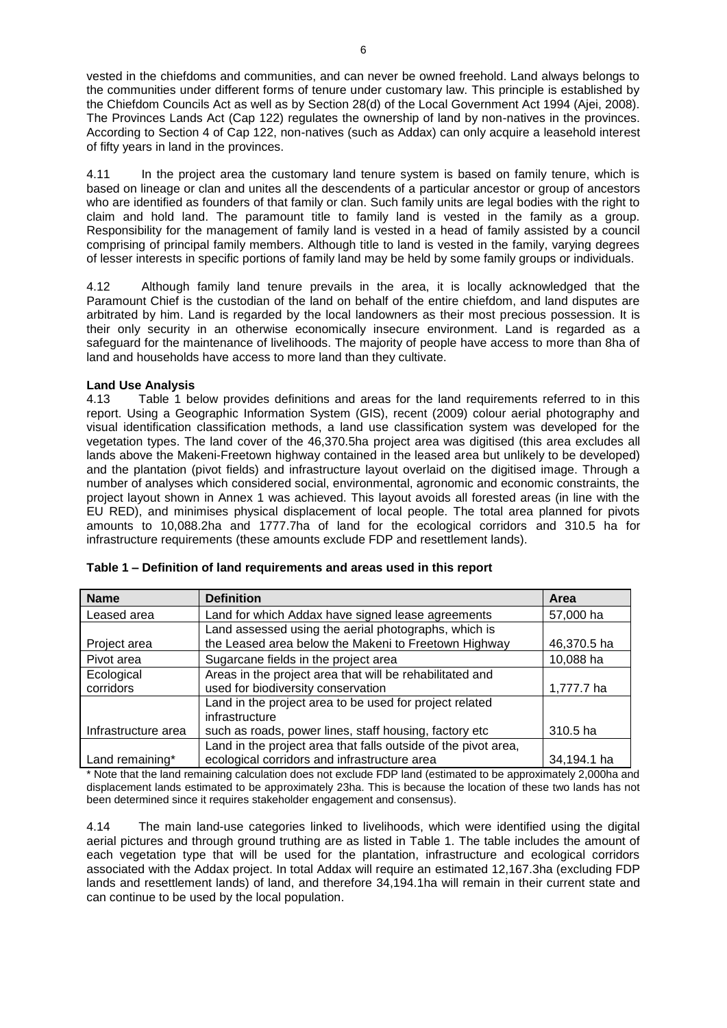vested in the chiefdoms and communities, and can never be owned freehold. Land always belongs to the communities under different forms of tenure under customary law. This principle is established by the Chiefdom Councils Act as well as by Section 28(d) of the Local Government Act 1994 (Ajei, 2008). The Provinces Lands Act (Cap 122) regulates the ownership of land by non-natives in the provinces. According to Section 4 of Cap 122, non-natives (such as Addax) can only acquire a leasehold interest of fifty years in land in the provinces.

4.11 In the project area the customary land tenure system is based on family tenure, which is based on lineage or clan and unites all the descendents of a particular ancestor or group of ancestors who are identified as founders of that family or clan. Such family units are legal bodies with the right to claim and hold land. The paramount title to family land is vested in the family as a group. Responsibility for the management of family land is vested in a head of family assisted by a council comprising of principal family members. Although title to land is vested in the family, varying degrees of lesser interests in specific portions of family land may be held by some family groups or individuals.

4.12 Although family land tenure prevails in the area, it is locally acknowledged that the Paramount Chief is the custodian of the land on behalf of the entire chiefdom, and land disputes are arbitrated by him. Land is regarded by the local landowners as their most precious possession. It is their only security in an otherwise economically insecure environment. Land is regarded as a safeguard for the maintenance of livelihoods. The majority of people have access to more than 8ha of land and households have access to more land than they cultivate.

**Land Use Analysis**

4.13 Table 1 below provides definitions and areas for the land requirements referred to in this report. Using a Geographic Information System (GIS), recent (2009) colour aerial photography and visual identification classification methods, a land use classification system was developed for the vegetation types. The land cover of the 46,370.5ha project area was digitised (this area excludes all lands above the Makeni-Freetown highway contained in the leased area but unlikely to be developed) and the plantation (pivot fields) and infrastructure layout overlaid on the digitised image. Through a number of analyses which considered social, environmental, agronomic and economic constraints, the project layout shown in Annex 1 was achieved. This layout avoids all forested areas (in line with the EU RED), and minimises physical displacement of local people. The total area planned for pivots amounts to 10,088.2ha and 1777.7ha of land for the ecological corridors and 310.5 ha for infrastructure requirements (these amounts exclude FDP and resettlement lands).

**Table 1 – Definition of land requirements and areas used in this report**

| Name | Definition | Area |
|---|---|---|
| Leased area | Land for which Addax have signed lease agreements | 57,000 ha |
| Project area | Land assessed using the aerial photographs, which is the Leased area below the Makeni to Freetown Highway | 46,370.5 ha |
| Pivot area | Sugarcane fields in the project area | 10,088 ha |
| Ecological corridors | Areas in the project area that will be rehabilitated and used for biodiversity conservation | 1,777.7 ha |
| Infrastructure area | Land in the project area to be used for project related infrastructure such as roads, power lines, staff housing, factory etc | 310.5 ha |
| Land remaining* | Land in the project area that falls outside of the pivot area, ecological corridors and infrastructure area | 34,194.1 ha |

\* Note that the land remaining calculation does not exclude FDP land (estimated to be approximately 2,000ha and displacement lands estimated to be approximately 23ha. This is because the location of these two lands has not been determined since it requires stakeholder engagement and consensus).

4.14 The main land-use categories linked to livelihoods, which were identified using the digital aerial pictures and through ground truthing are as listed in Table 1. The table includes the amount of each vegetation type that will be used for the plantation, infrastructure and ecological corridors associated with the Addax project. In total Addax will require an estimated 12,167.3ha (excluding FDP lands and resettlement lands) of land, and therefore 34,194.1ha will remain in their current state and can continue to be used by the local population.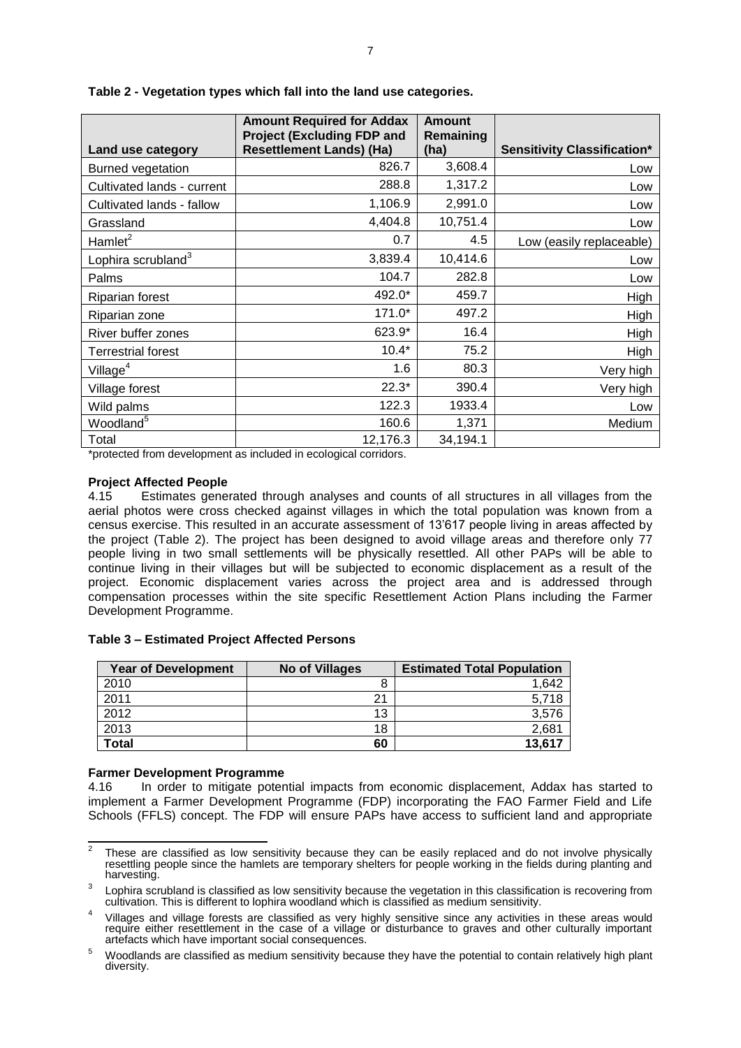**Table 2 - Vegetation types which fall into the land use categories.**

| Land use category | Amount Required for Addax Project (Excluding FDP and Resettlement Lands) (Ha) | Amount Remaining (ha) | Sensitivity Classification* |
|---|---|---|---|
| Burned vegetation | 826.7 | 3,608.4 | Low |
| Cultivated lands - current | 288.8 | 1,317.2 | Low |
| Cultivated lands - fallow | 1,106.9 | 2,991.0 | Low |
| Grassland | 4,404.8 | 10,751.4 | Low |
| Hamlet[2] | 0.7 | 4.5 | Low (easily replaceable) |
| Lophira scrubland[3] | 3,839.4 | 10,414.6 | Low |
| Palms | 104.7 | 282.8 | Low |
| Riparian forest | 492.0* | 459.7 | High |
| Riparian zone | 171.0* | 497.2 | High |
| River buffer zones | 623.9* | 16.4 | High |
| Terrestrial forest | 10.4* | 75.2 | High |
| Village[4] | 1.6 | 80.3 | Very high |
| Village forest | 22.3* | 390.4 | Very high |
| Wild palms | 122.3 | 1933.4 | Low |
| Woodland[5] | 160.6 | 1,371 | Medium |
| Total | 12,176.3 | 34,194.1 | |

*protected from development as included in ecological corridors.

**Project Affected People**

4.15 Estimates generated through analyses and counts of all structures in all villages from the aerial photos were cross checked against villages in which the total population was known from a census exercise. This resulted in an accurate assessment of 13'617 people living in areas affected by the project (Table 2). The project has been designed to avoid village areas and therefore only 77 people living in two small settlements will be physically resettled. All other PAPs will be able to continue living in their villages but will be subjected to economic displacement as a result of the project. Economic displacement varies across the project area and is addressed through compensation processes within the site specific Resettlement Action Plans including the Farmer Development Programme.

**Table 3 – Estimated Project Affected Persons**

| Year of Development | No of Villages | Estimated Total Population |
|---|---|---|
| 2010 | 8 | 1,642 |
| 2011 | 21 | 5,718 |
| 2012 | 13 | 3,576 |
| 2013 | 18 | 2,681 |
| **Total** | **60** | **13,617** |

**Farmer Development Programme**

4.16 In order to mitigate potential impacts from economic displacement, Addax has started to implement a Farmer Development Programme (FDP) incorporating the FAO Farmer Field and Life Schools (FFLS) concept. The FDP will ensure PAPs have access to sufficient land and appropriate

---

[2] These are classified as low sensitivity because they can be easily replaced and do not involve physically resettling people since the hamlets are temporary shelters for people working in the fields during planting and harvesting.

[3] Lophira scrubland is classified as low sensitivity because the vegetation in this classification is recovering from cultivation. This is different to lophira woodland which is classified as medium sensitivity.

[4] Villages and village forests are classified as very highly sensitive since any activities in these areas would require either resettlement in the case of a village or disturbance to graves and other culturally important artefacts which have important social consequences.

[5] Woodlands are classified as medium sensitivity because they have the potential to contain relatively high plant diversity.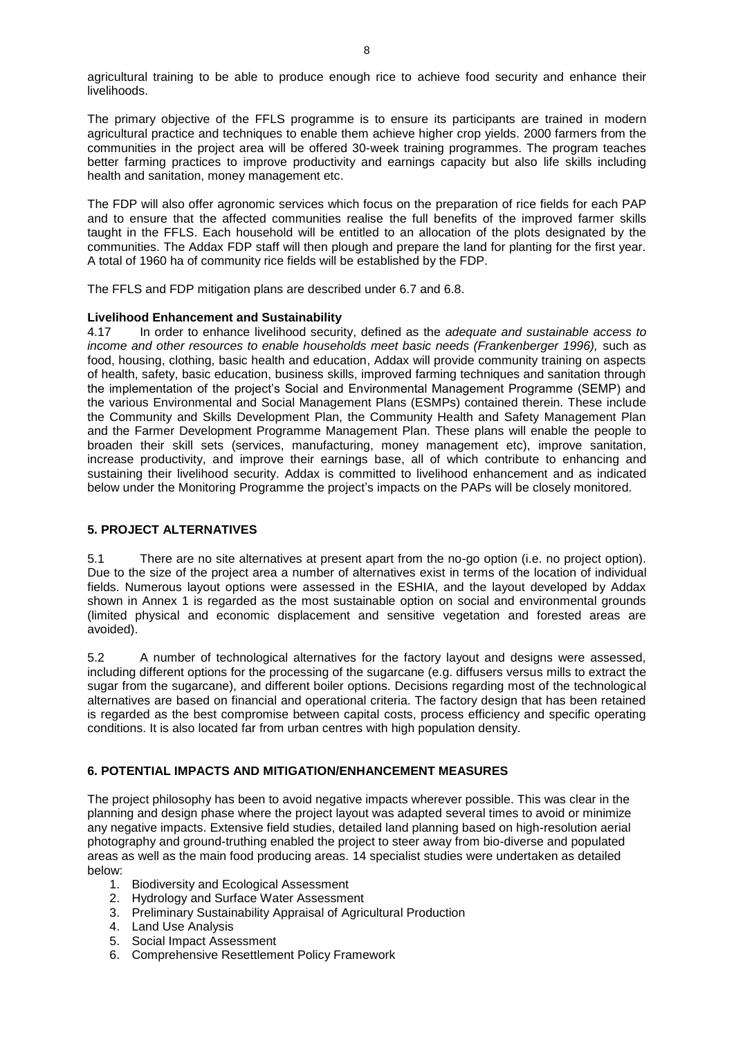agricultural training to be able to produce enough rice to achieve food security and enhance their livelihoods.

The primary objective of the FFLS programme is to ensure its participants are trained in modern agricultural practice and techniques to enable them achieve higher crop yields. 2000 farmers from the communities in the project area will be offered 30-week training programmes. The program teaches better farming practices to improve productivity and earnings capacity but also life skills including health and sanitation, money management etc.

The FDP will also offer agronomic services which focus on the preparation of rice fields for each PAP and to ensure that the affected communities realise the full benefits of the improved farmer skills taught in the FFLS. Each household will be entitled to an allocation of the plots designated by the communities. The Addax FDP staff will then plough and prepare the land for planting for the first year. A total of 1960 ha of community rice fields will be established by the FDP.

The FFLS and FDP mitigation plans are described under 6.7 and 6.8.

**Livelihood Enhancement and Sustainability**

4.17 In order to enhance livelihood security, defined as the *adequate and sustainable access to income and other resources to enable households meet basic needs (Frankenberger 1996),* such as food, housing, clothing, basic health and education, Addax will provide community training on aspects of health, safety, basic education, business skills, improved farming techniques and sanitation through the implementation of the project's Social and Environmental Management Programme (SEMP) and the various Environmental and Social Management Plans (ESMPs) contained therein. These include the Community and Skills Development Plan, the Community Health and Safety Management Plan and the Farmer Development Programme Management Plan. These plans will enable the people to broaden their skill sets (services, manufacturing, money management etc), improve sanitation, increase productivity, and improve their earnings base, all of which contribute to enhancing and sustaining their livelihood security. Addax is committed to livelihood enhancement and as indicated below under the Monitoring Programme the project's impacts on the PAPs will be closely monitored.

## 5. PROJECT ALTERNATIVES

5.1 There are no site alternatives at present apart from the no-go option (i.e. no project option). Due to the size of the project area a number of alternatives exist in terms of the location of individual fields. Numerous layout options were assessed in the ESHIA, and the layout developed by Addax shown in Annex 1 is regarded as the most sustainable option on social and environmental grounds (limited physical and economic displacement and sensitive vegetation and forested areas are avoided).

5.2 A number of technological alternatives for the factory layout and designs were assessed, including different options for the processing of the sugarcane (e.g. diffusers versus mills to extract the sugar from the sugarcane), and different boiler options. Decisions regarding most of the technological alternatives are based on financial and operational criteria. The factory design that has been retained is regarded as the best compromise between capital costs, process efficiency and specific operating conditions. It is also located far from urban centres with high population density.

## 6. POTENTIAL IMPACTS AND MITIGATION/ENHANCEMENT MEASURES

The project philosophy has been to avoid negative impacts wherever possible. This was clear in the planning and design phase where the project layout was adapted several times to avoid or minimize any negative impacts. Extensive field studies, detailed land planning based on high-resolution aerial photography and ground-truthing enabled the project to steer away from bio-diverse and populated areas as well as the main food producing areas. 14 specialist studies were undertaken as detailed below:

1. Biodiversity and Ecological Assessment
2. Hydrology and Surface Water Assessment
3. Preliminary Sustainability Appraisal of Agricultural Production
4. Land Use Analysis
5. Social Impact Assessment
6. Comprehensive Resettlement Policy Framework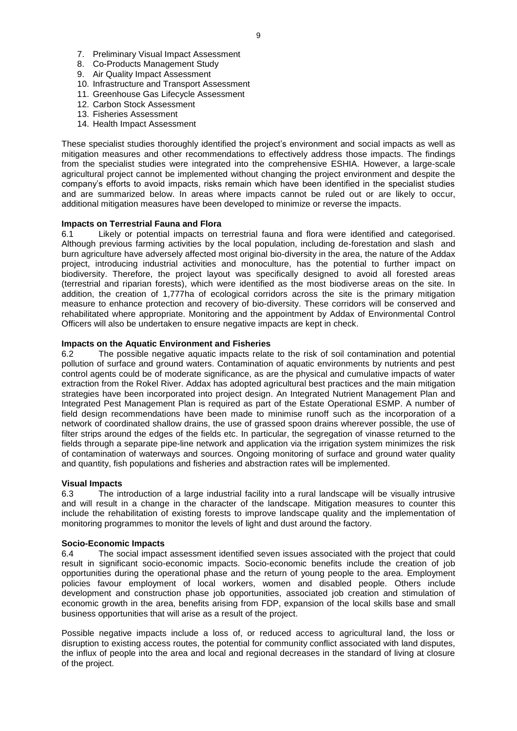7. Preliminary Visual Impact Assessment
8. Co-Products Management Study
9. Air Quality Impact Assessment
10. Infrastructure and Transport Assessment
11. Greenhouse Gas Lifecycle Assessment
12. Carbon Stock Assessment
13. Fisheries Assessment
14. Health Impact Assessment

These specialist studies thoroughly identified the project's environment and social impacts as well as mitigation measures and other recommendations to effectively address those impacts. The findings from the specialist studies were integrated into the comprehensive ESHIA. However, a large-scale agricultural project cannot be implemented without changing the project environment and despite the company's efforts to avoid impacts, risks remain which have been identified in the specialist studies and are summarized below. In areas where impacts cannot be ruled out or are likely to occur, additional mitigation measures have been developed to minimize or reverse the impacts.

**Impacts on Terrestrial Fauna and Flora**

6.1 Likely or potential impacts on terrestrial fauna and flora were identified and categorised. Although previous farming activities by the local population, including de-forestation and slash and burn agriculture have adversely affected most original bio-diversity in the area, the nature of the Addax project, introducing industrial activities and monoculture, has the potential to further impact on biodiversity. Therefore, the project layout was specifically designed to avoid all forested areas (terrestrial and riparian forests), which were identified as the most biodiverse areas on the site. In addition, the creation of 1,777ha of ecological corridors across the site is the primary mitigation measure to enhance protection and recovery of bio-diversity. These corridors will be conserved and rehabilitated where appropriate. Monitoring and the appointment by Addax of Environmental Control Officers will also be undertaken to ensure negative impacts are kept in check.

**Impacts on the Aquatic Environment and Fisheries**

6.2 The possible negative aquatic impacts relate to the risk of soil contamination and potential pollution of surface and ground waters. Contamination of aquatic environments by nutrients and pest control agents could be of moderate significance, as are the physical and cumulative impacts of water extraction from the Rokel River. Addax has adopted agricultural best practices and the main mitigation strategies have been incorporated into project design. An Integrated Nutrient Management Plan and Integrated Pest Management Plan is required as part of the Estate Operational ESMP. A number of field design recommendations have been made to minimise runoff such as the incorporation of a network of coordinated shallow drains, the use of grassed spoon drains wherever possible, the use of filter strips around the edges of the fields etc. In particular, the segregation of vinasse returned to the fields through a separate pipe-line network and application via the irrigation system minimizes the risk of contamination of waterways and sources. Ongoing monitoring of surface and ground water quality and quantity, fish populations and fisheries and abstraction rates will be implemented.

**Visual Impacts**

6.3 The introduction of a large industrial facility into a rural landscape will be visually intrusive and will result in a change in the character of the landscape. Mitigation measures to counter this include the rehabilitation of existing forests to improve landscape quality and the implementation of monitoring programmes to monitor the levels of light and dust around the factory.

**Socio-Economic Impacts**

6.4 The social impact assessment identified seven issues associated with the project that could result in significant socio-economic impacts. Socio-economic benefits include the creation of job opportunities during the operational phase and the return of young people to the area. Employment policies favour employment of local workers, women and disabled people. Others include development and construction phase job opportunities, associated job creation and stimulation of economic growth in the area, benefits arising from FDP, expansion of the local skills base and small business opportunities that will arise as a result of the project.

Possible negative impacts include a loss of, or reduced access to agricultural land, the loss or disruption to existing access routes, the potential for community conflict associated with land disputes, the influx of people into the area and local and regional decreases in the standard of living at closure of the project.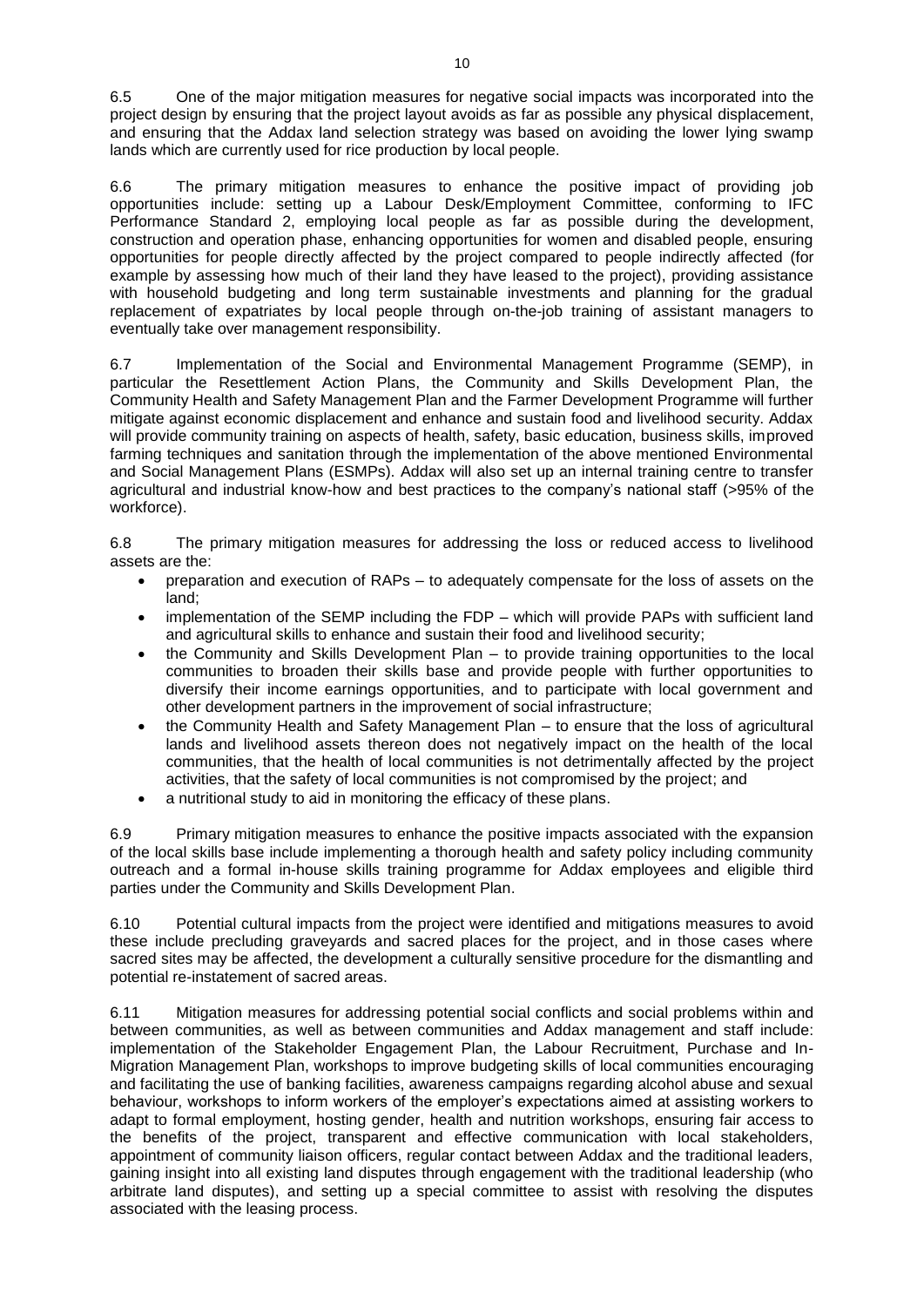6.5 One of the major mitigation measures for negative social impacts was incorporated into the project design by ensuring that the project layout avoids as far as possible any physical displacement, and ensuring that the Addax land selection strategy was based on avoiding the lower lying swamp lands which are currently used for rice production by local people.

6.6 The primary mitigation measures to enhance the positive impact of providing job opportunities include: setting up a Labour Desk/Employment Committee, conforming to IFC Performance Standard 2, employing local people as far as possible during the development, construction and operation phase, enhancing opportunities for women and disabled people, ensuring opportunities for people directly affected by the project compared to people indirectly affected (for example by assessing how much of their land they have leased to the project), providing assistance with household budgeting and long term sustainable investments and planning for the gradual replacement of expatriates by local people through on-the-job training of assistant managers to eventually take over management responsibility.

6.7 Implementation of the Social and Environmental Management Programme (SEMP), in particular the Resettlement Action Plans, the Community and Skills Development Plan, the Community Health and Safety Management Plan and the Farmer Development Programme will further mitigate against economic displacement and enhance and sustain food and livelihood security. Addax will provide community training on aspects of health, safety, basic education, business skills, improved farming techniques and sanitation through the implementation of the above mentioned Environmental and Social Management Plans (ESMPs). Addax will also set up an internal training centre to transfer agricultural and industrial know-how and best practices to the company's national staff (>95% of the workforce).

6.8 The primary mitigation measures for addressing the loss or reduced access to livelihood assets are the:

- preparation and execution of RAPs – to adequately compensate for the loss of assets on the land;
- implementation of the SEMP including the FDP – which will provide PAPs with sufficient land and agricultural skills to enhance and sustain their food and livelihood security;
- the Community and Skills Development Plan – to provide training opportunities to the local communities to broaden their skills base and provide people with further opportunities to diversify their income earnings opportunities, and to participate with local government and other development partners in the improvement of social infrastructure;
- the Community Health and Safety Management Plan – to ensure that the loss of agricultural lands and livelihood assets thereon does not negatively impact on the health of the local communities, that the health of local communities is not detrimentally affected by the project activities, that the safety of local communities is not compromised by the project; and
- a nutritional study to aid in monitoring the efficacy of these plans.

6.9 Primary mitigation measures to enhance the positive impacts associated with the expansion of the local skills base include implementing a thorough health and safety policy including community outreach and a formal in-house skills training programme for Addax employees and eligible third parties under the Community and Skills Development Plan.

6.10 Potential cultural impacts from the project were identified and mitigations measures to avoid these include precluding graveyards and sacred places for the project, and in those cases where sacred sites may be affected, the development a culturally sensitive procedure for the dismantling and potential re-instatement of sacred areas.

6.11 Mitigation measures for addressing potential social conflicts and social problems within and between communities, as well as between communities and Addax management and staff include: implementation of the Stakeholder Engagement Plan, the Labour Recruitment, Purchase and In-Migration Management Plan, workshops to improve budgeting skills of local communities encouraging and facilitating the use of banking facilities, awareness campaigns regarding alcohol abuse and sexual behaviour, workshops to inform workers of the employer's expectations aimed at assisting workers to adapt to formal employment, hosting gender, health and nutrition workshops, ensuring fair access to the benefits of the project, transparent and effective communication with local stakeholders, appointment of community liaison officers, regular contact between Addax and the traditional leaders, gaining insight into all existing land disputes through engagement with the traditional leadership (who arbitrate land disputes), and setting up a special committee to assist with resolving the disputes associated with the leasing process.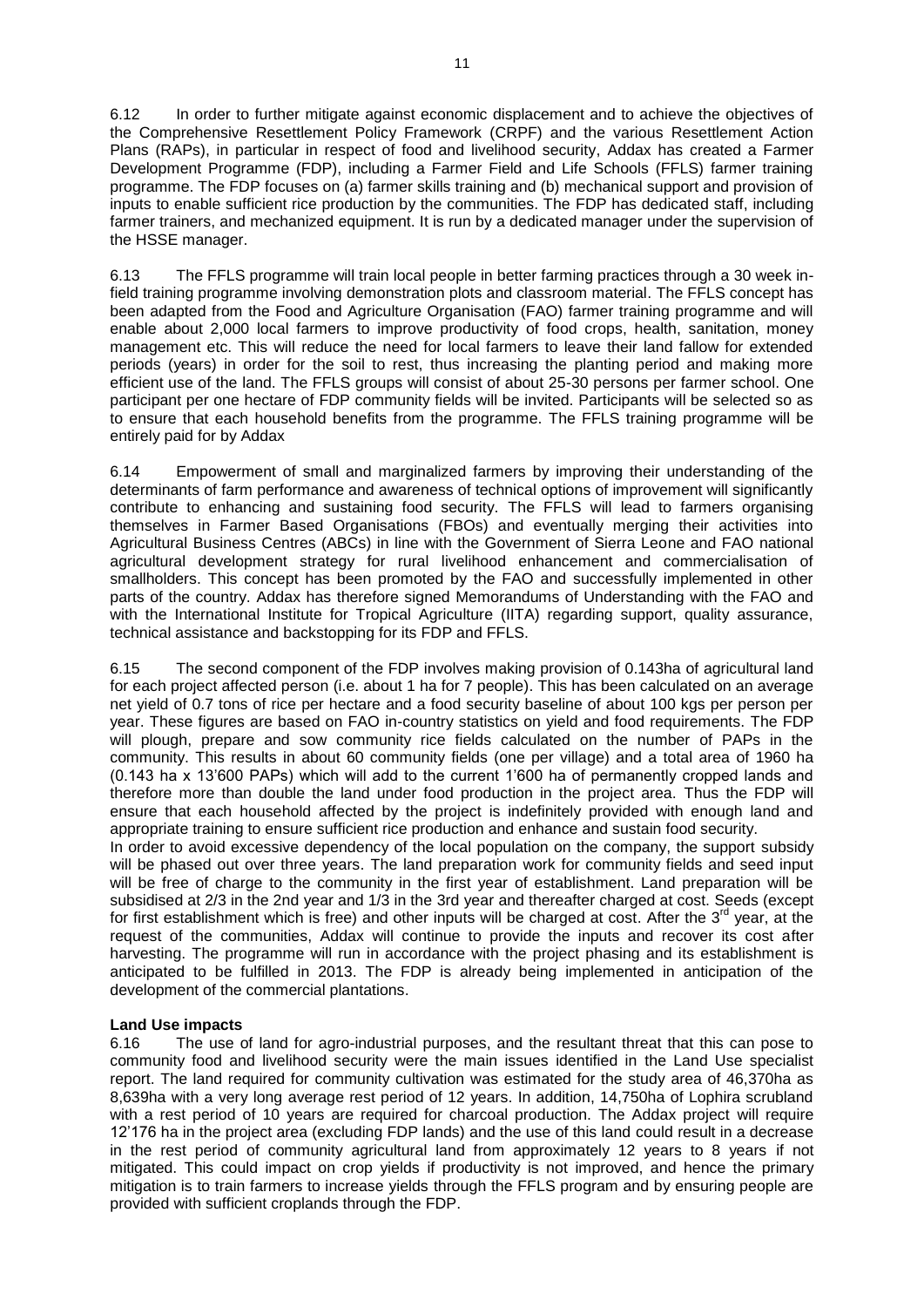6.12 In order to further mitigate against economic displacement and to achieve the objectives of the Comprehensive Resettlement Policy Framework (CRPF) and the various Resettlement Action Plans (RAPs), in particular in respect of food and livelihood security, Addax has created a Farmer Development Programme (FDP), including a Farmer Field and Life Schools (FFLS) farmer training programme. The FDP focuses on (a) farmer skills training and (b) mechanical support and provision of inputs to enable sufficient rice production by the communities. The FDP has dedicated staff, including farmer trainers, and mechanized equipment. It is run by a dedicated manager under the supervision of the HSSE manager.

6.13 The FFLS programme will train local people in better farming practices through a 30 week in-field training programme involving demonstration plots and classroom material. The FFLS concept has been adapted from the Food and Agriculture Organisation (FAO) farmer training programme and will enable about 2,000 local farmers to improve productivity of food crops, health, sanitation, money management etc. This will reduce the need for local farmers to leave their land fallow for extended periods (years) in order for the soil to rest, thus increasing the planting period and making more efficient use of the land. The FFLS groups will consist of about 25-30 persons per farmer school. One participant per one hectare of FDP community fields will be invited. Participants will be selected so as to ensure that each household benefits from the programme. The FFLS training programme will be entirely paid for by Addax

6.14 Empowerment of small and marginalized farmers by improving their understanding of the determinants of farm performance and awareness of technical options of improvement will significantly contribute to enhancing and sustaining food security. The FFLS will lead to farmers organising themselves in Farmer Based Organisations (FBOs) and eventually merging their activities into Agricultural Business Centres (ABCs) in line with the Government of Sierra Leone and FAO national agricultural development strategy for rural livelihood enhancement and commercialisation of smallholders. This concept has been promoted by the FAO and successfully implemented in other parts of the country. Addax has therefore signed Memorandums of Understanding with the FAO and with the International Institute for Tropical Agriculture (IITA) regarding support, quality assurance, technical assistance and backstopping for its FDP and FFLS.

6.15 The second component of the FDP involves making provision of 0.143ha of agricultural land for each project affected person (i.e. about 1 ha for 7 people). This has been calculated on an average net yield of 0.7 tons of rice per hectare and a food security baseline of about 100 kgs per person per year. These figures are based on FAO in-country statistics on yield and food requirements. The FDP will plough, prepare and sow community rice fields calculated on the number of PAPs in the community. This results in about 60 community fields (one per village) and a total area of 1960 ha (0.143 ha x 13'600 PAPs) which will add to the current 1'600 ha of permanently cropped lands and therefore more than double the land under food production in the project area. Thus the FDP will ensure that each household affected by the project is indefinitely provided with enough land and appropriate training to ensure sufficient rice production and enhance and sustain food security.

In order to avoid excessive dependency of the local population on the company, the support subsidy will be phased out over three years. The land preparation work for community fields and seed input will be free of charge to the community in the first year of establishment. Land preparation will be subsidised at 2/3 in the 2nd year and 1/3 in the 3rd year and thereafter charged at cost. Seeds (except for first establishment which is free) and other inputs will be charged at cost. After the 3rd year, at the request of the communities, Addax will continue to provide the inputs and recover its cost after harvesting. The programme will run in accordance with the project phasing and its establishment is anticipated to be fulfilled in 2013. The FDP is already being implemented in anticipation of the development of the commercial plantations.

**Land Use impacts**

6.16 The use of land for agro-industrial purposes, and the resultant threat that this can pose to community food and livelihood security were the main issues identified in the Land Use specialist report. The land required for community cultivation was estimated for the study area of 46,370ha as 8,639ha with a very long average rest period of 12 years. In addition, 14,750ha of Lophira scrubland with a rest period of 10 years are required for charcoal production. The Addax project will require 12'176 ha in the project area (excluding FDP lands) and the use of this land could result in a decrease in the rest period of community agricultural land from approximately 12 years to 8 years if not mitigated. This could impact on crop yields if productivity is not improved, and hence the primary mitigation is to train farmers to increase yields through the FFLS program and by ensuring people are provided with sufficient croplands through the FDP.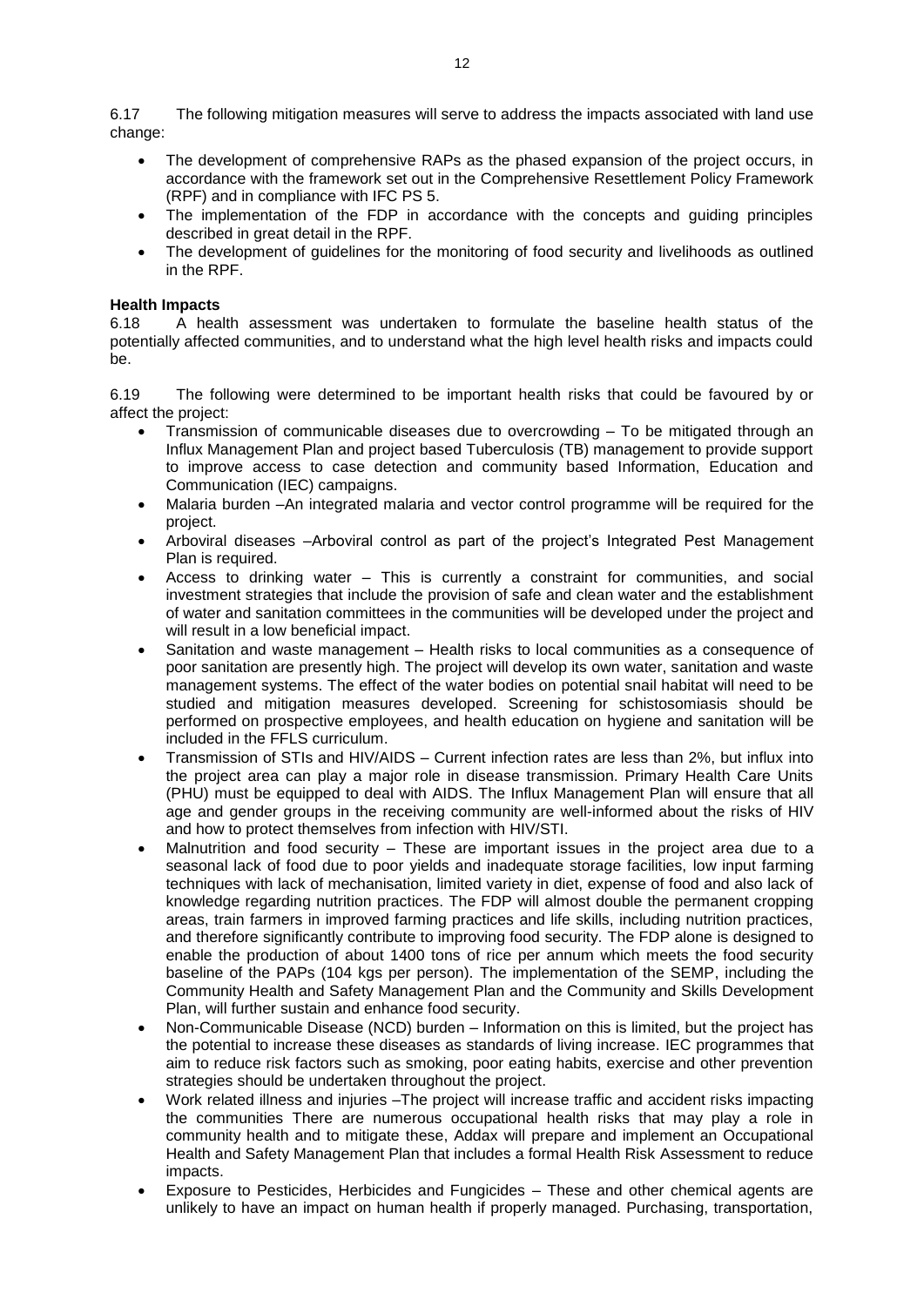6.17 The following mitigation measures will serve to address the impacts associated with land use change:

- The development of comprehensive RAPs as the phased expansion of the project occurs, in accordance with the framework set out in the Comprehensive Resettlement Policy Framework (RPF) and in compliance with IFC PS 5.
- The implementation of the FDP in accordance with the concepts and guiding principles described in great detail in the RPF.
- The development of guidelines for the monitoring of food security and livelihoods as outlined in the RPF.

**Health Impacts**

6.18 A health assessment was undertaken to formulate the baseline health status of the potentially affected communities, and to understand what the high level health risks and impacts could be.

6.19 The following were determined to be important health risks that could be favoured by or affect the project:

- Transmission of communicable diseases due to overcrowding – To be mitigated through an Influx Management Plan and project based Tuberculosis (TB) management to provide support to improve access to case detection and community based Information, Education and Communication (IEC) campaigns.
- Malaria burden –An integrated malaria and vector control programme will be required for the project.
- Arboviral diseases –Arboviral control as part of the project's Integrated Pest Management Plan is required.
- Access to drinking water – This is currently a constraint for communities, and social investment strategies that include the provision of safe and clean water and the establishment of water and sanitation committees in the communities will be developed under the project and will result in a low beneficial impact.
- Sanitation and waste management – Health risks to local communities as a consequence of poor sanitation are presently high. The project will develop its own water, sanitation and waste management systems. The effect of the water bodies on potential snail habitat will need to be studied and mitigation measures developed. Screening for schistosomiasis should be performed on prospective employees, and health education on hygiene and sanitation will be included in the FFLS curriculum.
- Transmission of STIs and HIV/AIDS – Current infection rates are less than 2%, but influx into the project area can play a major role in disease transmission. Primary Health Care Units (PHU) must be equipped to deal with AIDS. The Influx Management Plan will ensure that all age and gender groups in the receiving community are well-informed about the risks of HIV and how to protect themselves from infection with HIV/STI.
- Malnutrition and food security – These are important issues in the project area due to a seasonal lack of food due to poor yields and inadequate storage facilities, low input farming techniques with lack of mechanisation, limited variety in diet, expense of food and also lack of knowledge regarding nutrition practices. The FDP will almost double the permanent cropping areas, train farmers in improved farming practices and life skills, including nutrition practices, and therefore significantly contribute to improving food security. The FDP alone is designed to enable the production of about 1400 tons of rice per annum which meets the food security baseline of the PAPs (104 kgs per person). The implementation of the SEMP, including the Community Health and Safety Management Plan and the Community and Skills Development Plan, will further sustain and enhance food security.
- Non-Communicable Disease (NCD) burden – Information on this is limited, but the project has the potential to increase these diseases as standards of living increase. IEC programmes that aim to reduce risk factors such as smoking, poor eating habits, exercise and other prevention strategies should be undertaken throughout the project.
- Work related illness and injuries –The project will increase traffic and accident risks impacting the communities There are numerous occupational health risks that may play a role in community health and to mitigate these, Addax will prepare and implement an Occupational Health and Safety Management Plan that includes a formal Health Risk Assessment to reduce impacts.
- Exposure to Pesticides, Herbicides and Fungicides – These and other chemical agents are unlikely to have an impact on human health if properly managed. Purchasing, transportation,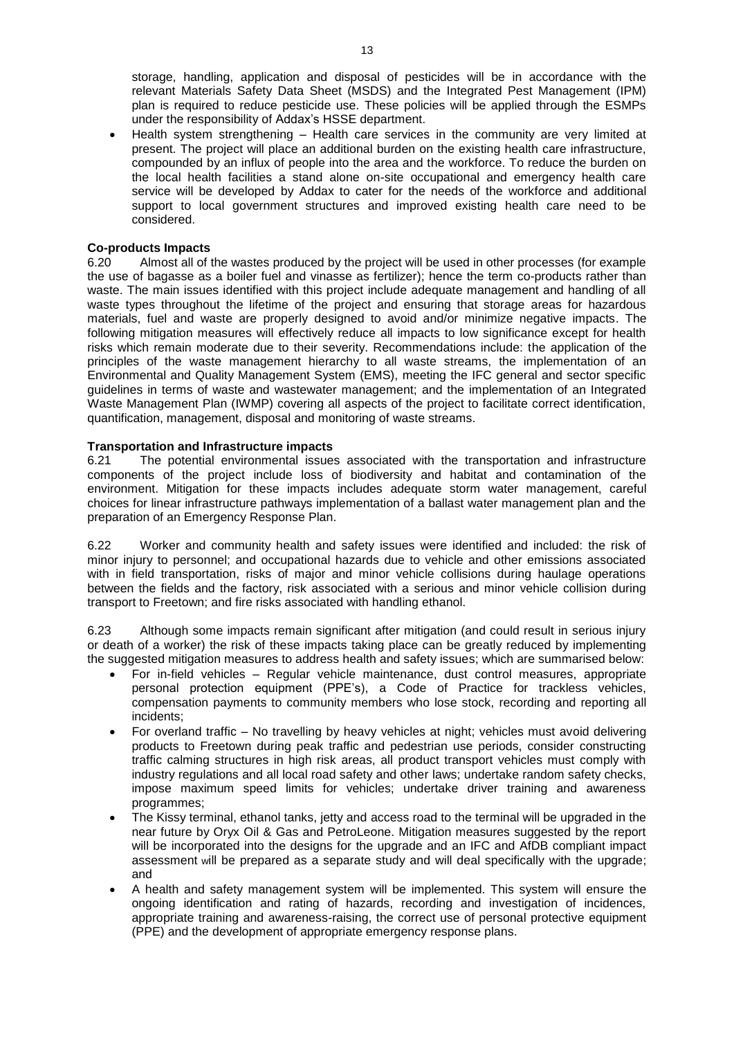storage, handling, application and disposal of pesticides will be in accordance with the relevant Materials Safety Data Sheet (MSDS) and the Integrated Pest Management (IPM) plan is required to reduce pesticide use. These policies will be applied through the ESMPs under the responsibility of Addax's HSSE department.

- Health system strengthening – Health care services in the community are very limited at present. The project will place an additional burden on the existing health care infrastructure, compounded by an influx of people into the area and the workforce. To reduce the burden on the local health facilities a stand alone on-site occupational and emergency health care service will be developed by Addax to cater for the needs of the workforce and additional support to local government structures and improved existing health care need to be considered.

**Co-products Impacts**

6.20 Almost all of the wastes produced by the project will be used in other processes (for example the use of bagasse as a boiler fuel and vinasse as fertilizer); hence the term co-products rather than waste. The main issues identified with this project include adequate management and handling of all waste types throughout the lifetime of the project and ensuring that storage areas for hazardous materials, fuel and waste are properly designed to avoid and/or minimize negative impacts. The following mitigation measures will effectively reduce all impacts to low significance except for health risks which remain moderate due to their severity. Recommendations include: the application of the principles of the waste management hierarchy to all waste streams, the implementation of an Environmental and Quality Management System (EMS), meeting the IFC general and sector specific guidelines in terms of waste and wastewater management; and the implementation of an Integrated Waste Management Plan (IWMP) covering all aspects of the project to facilitate correct identification, quantification, management, disposal and monitoring of waste streams.

**Transportation and Infrastructure impacts**

6.21 The potential environmental issues associated with the transportation and infrastructure components of the project include loss of biodiversity and habitat and contamination of the environment. Mitigation for these impacts includes adequate storm water management, careful choices for linear infrastructure pathways implementation of a ballast water management plan and the preparation of an Emergency Response Plan.

6.22 Worker and community health and safety issues were identified and included: the risk of minor injury to personnel; and occupational hazards due to vehicle and other emissions associated with in field transportation, risks of major and minor vehicle collisions during haulage operations between the fields and the factory, risk associated with a serious and minor vehicle collision during transport to Freetown; and fire risks associated with handling ethanol.

6.23 Although some impacts remain significant after mitigation (and could result in serious injury or death of a worker) the risk of these impacts taking place can be greatly reduced by implementing the suggested mitigation measures to address health and safety issues; which are summarised below:

- For in-field vehicles – Regular vehicle maintenance, dust control measures, appropriate personal protection equipment (PPE's), a Code of Practice for trackless vehicles, compensation payments to community members who lose stock, recording and reporting all incidents;
- For overland traffic – No travelling by heavy vehicles at night; vehicles must avoid delivering products to Freetown during peak traffic and pedestrian use periods, consider constructing traffic calming structures in high risk areas, all product transport vehicles must comply with industry regulations and all local road safety and other laws; undertake random safety checks, impose maximum speed limits for vehicles; undertake driver training and awareness programmes;
- The Kissy terminal, ethanol tanks, jetty and access road to the terminal will be upgraded in the near future by Oryx Oil & Gas and PetroLeone. Mitigation measures suggested by the report will be incorporated into the designs for the upgrade and an IFC and AfDB compliant impact assessment will be prepared as a separate study and will deal specifically with the upgrade; and
- A health and safety management system will be implemented. This system will ensure the ongoing identification and rating of hazards, recording and investigation of incidences, appropriate training and awareness-raising, the correct use of personal protective equipment (PPE) and the development of appropriate emergency response plans.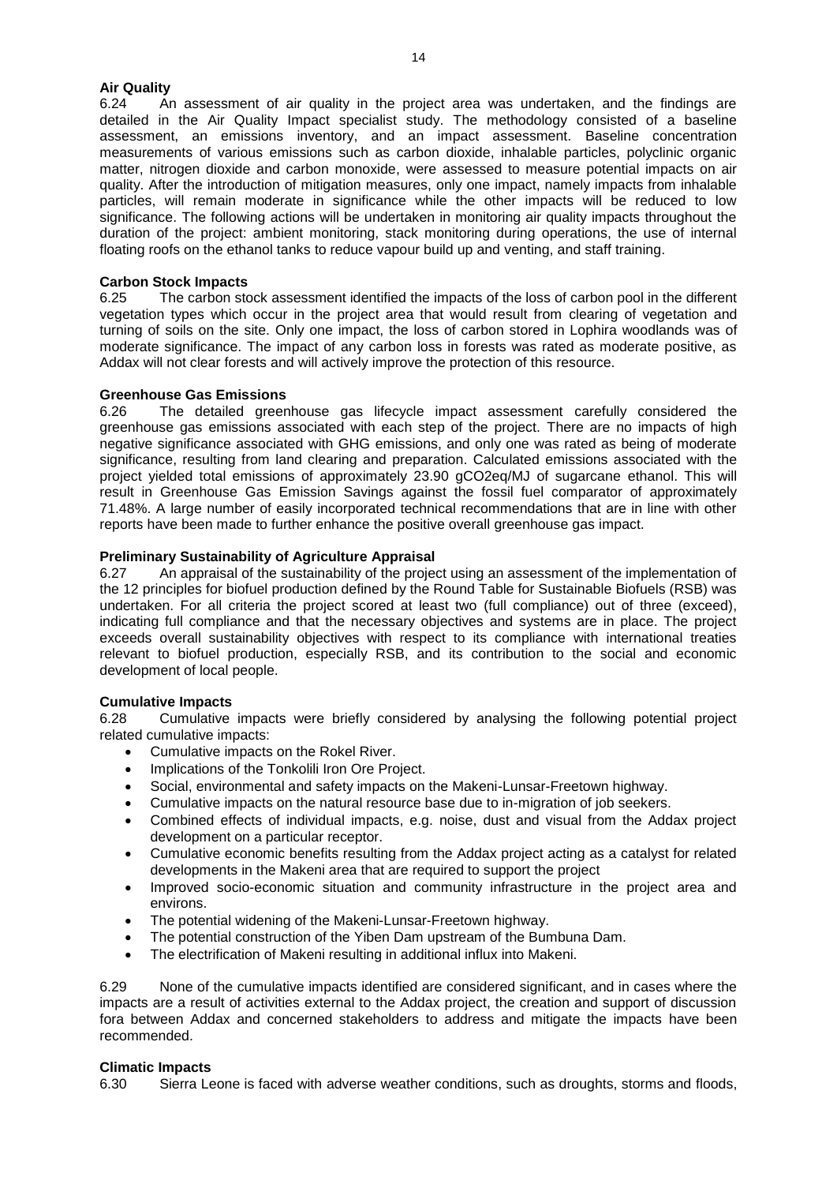**Air Quality**

6.24 An assessment of air quality in the project area was undertaken, and the findings are detailed in the Air Quality Impact specialist study. The methodology consisted of a baseline assessment, an emissions inventory, and an impact assessment. Baseline concentration measurements of various emissions such as carbon dioxide, inhalable particles, polyclinic organic matter, nitrogen dioxide and carbon monoxide, were assessed to measure potential impacts on air quality. After the introduction of mitigation measures, only one impact, namely impacts from inhalable particles, will remain moderate in significance while the other impacts will be reduced to low significance. The following actions will be undertaken in monitoring air quality impacts throughout the duration of the project: ambient monitoring, stack monitoring during operations, the use of internal floating roofs on the ethanol tanks to reduce vapour build up and venting, and staff training.

**Carbon Stock Impacts**

6.25 The carbon stock assessment identified the impacts of the loss of carbon pool in the different vegetation types which occur in the project area that would result from clearing of vegetation and turning of soils on the site. Only one impact, the loss of carbon stored in Lophira woodlands was of moderate significance. The impact of any carbon loss in forests was rated as moderate positive, as Addax will not clear forests and will actively improve the protection of this resource.

**Greenhouse Gas Emissions**

6.26 The detailed greenhouse gas lifecycle impact assessment carefully considered the greenhouse gas emissions associated with each step of the project. There are no impacts of high negative significance associated with GHG emissions, and only one was rated as being of moderate significance, resulting from land clearing and preparation. Calculated emissions associated with the project yielded total emissions of approximately 23.90 $gCO_2eq/MJ$ of sugarcane ethanol. This will result in Greenhouse Gas Emission Savings against the fossil fuel comparator of approximately 71.48%. A large number of easily incorporated technical recommendations that are in line with other reports have been made to further enhance the positive overall greenhouse gas impact.

**Preliminary Sustainability of Agriculture Appraisal**

6.27 An appraisal of the sustainability of the project using an assessment of the implementation of the 12 principles for biofuel production defined by the Round Table for Sustainable Biofuels (RSB) was undertaken. For all criteria the project scored at least two (full compliance) out of three (exceed), indicating full compliance and that the necessary objectives and systems are in place. The project exceeds overall sustainability objectives with respect to its compliance with international treaties relevant to biofuel production, especially RSB, and its contribution to the social and economic development of local people.

**Cumulative Impacts**

6.28 Cumulative impacts were briefly considered by analysing the following potential project related cumulative impacts:

- Cumulative impacts on the Rokel River.
- Implications of the Tonkolili Iron Ore Project.
- Social, environmental and safety impacts on the Makeni-Lunsar-Freetown highway.
- Cumulative impacts on the natural resource base due to in-migration of job seekers.
- Combined effects of individual impacts, e.g. noise, dust and visual from the Addax project development on a particular receptor.
- Cumulative economic benefits resulting from the Addax project acting as a catalyst for related developments in the Makeni area that are required to support the project
- Improved socio-economic situation and community infrastructure in the project area and environs.
- The potential widening of the Makeni-Lunsar-Freetown highway.
- The potential construction of the Yiben Dam upstream of the Bumbuna Dam.
- The electrification of Makeni resulting in additional influx into Makeni.

6.29 None of the cumulative impacts identified are considered significant, and in cases where the impacts are a result of activities external to the Addax project, the creation and support of discussion fora between Addax and concerned stakeholders to address and mitigate the impacts have been recommended.

**Climatic Impacts**

6.30 Sierra Leone is faced with adverse weather conditions, such as droughts, storms and floods,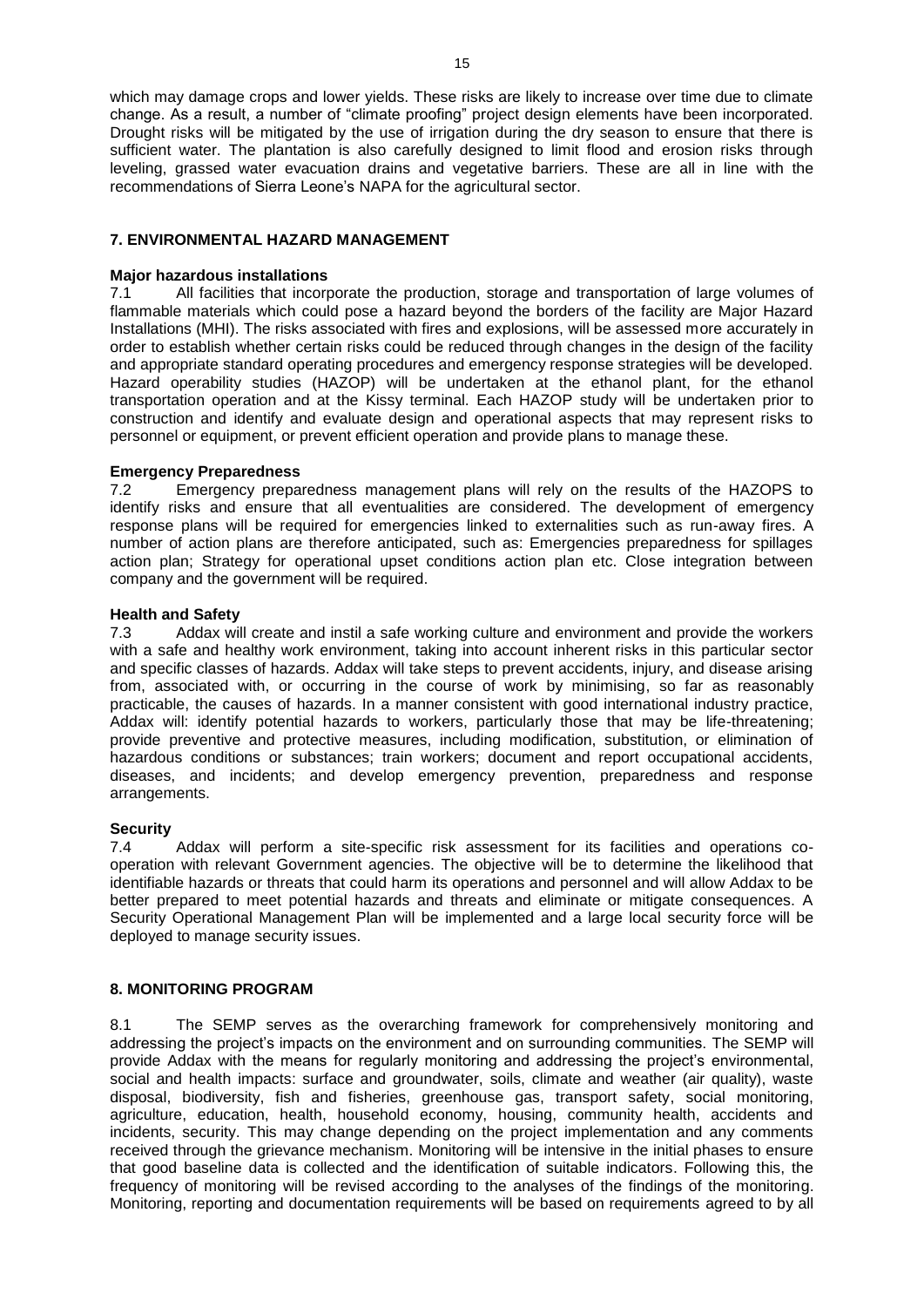which may damage crops and lower yields. These risks are likely to increase over time due to climate change. As a result, a number of "climate proofing" project design elements have been incorporated. Drought risks will be mitigated by the use of irrigation during the dry season to ensure that there is sufficient water. The plantation is also carefully designed to limit flood and erosion risks through leveling, grassed water evacuation drains and vegetative barriers. These are all in line with the recommendations of Sierra Leone's NAPA for the agricultural sector.

## 7. ENVIRONMENTAL HAZARD MANAGEMENT

**Major hazardous installations**

7.1 All facilities that incorporate the production, storage and transportation of large volumes of flammable materials which could pose a hazard beyond the borders of the facility are Major Hazard Installations (MHI). The risks associated with fires and explosions, will be assessed more accurately in order to establish whether certain risks could be reduced through changes in the design of the facility and appropriate standard operating procedures and emergency response strategies will be developed. Hazard operability studies (HAZOP) will be undertaken at the ethanol plant, for the ethanol transportation operation and at the Kissy terminal. Each HAZOP study will be undertaken prior to construction and identify and evaluate design and operational aspects that may represent risks to personnel or equipment, or prevent efficient operation and provide plans to manage these.

**Emergency Preparedness**

7.2 Emergency preparedness management plans will rely on the results of the HAZOPS to identify risks and ensure that all eventualities are considered. The development of emergency response plans will be required for emergencies linked to externalities such as run-away fires. A number of action plans are therefore anticipated, such as: Emergencies preparedness for spillages action plan; Strategy for operational upset conditions action plan etc. Close integration between company and the government will be required.

**Health and Safety**

7.3 Addax will create and instil a safe working culture and environment and provide the workers with a safe and healthy work environment, taking into account inherent risks in this particular sector and specific classes of hazards. Addax will take steps to prevent accidents, injury, and disease arising from, associated with, or occurring in the course of work by minimising, so far as reasonably practicable, the causes of hazards. In a manner consistent with good international industry practice, Addax will: identify potential hazards to workers, particularly those that may be life-threatening; provide preventive and protective measures, including modification, substitution, or elimination of hazardous conditions or substances; train workers; document and report occupational accidents, diseases, and incidents; and develop emergency prevention, preparedness and response arrangements.

**Security**

7.4 Addax will perform a site-specific risk assessment for its facilities and operations co-operation with relevant Government agencies. The objective will be to determine the likelihood that identifiable hazards or threats that could harm its operations and personnel and will allow Addax to be better prepared to meet potential hazards and threats and eliminate or mitigate consequences. A Security Operational Management Plan will be implemented and a large local security force will be deployed to manage security issues.

## 8. MONITORING PROGRAM

8.1 The SEMP serves as the overarching framework for comprehensively monitoring and addressing the project's impacts on the environment and on surrounding communities. The SEMP will provide Addax with the means for regularly monitoring and addressing the project's environmental, social and health impacts: surface and groundwater, soils, climate and weather (air quality), waste disposal, biodiversity, fish and fisheries, greenhouse gas, transport safety, social monitoring, agriculture, education, health, household economy, housing, community health, accidents and incidents, security. This may change depending on the project implementation and any comments received through the grievance mechanism. Monitoring will be intensive in the initial phases to ensure that good baseline data is collected and the identification of suitable indicators. Following this, the frequency of monitoring will be revised according to the analyses of the findings of the monitoring. Monitoring, reporting and documentation requirements will be based on requirements agreed to by all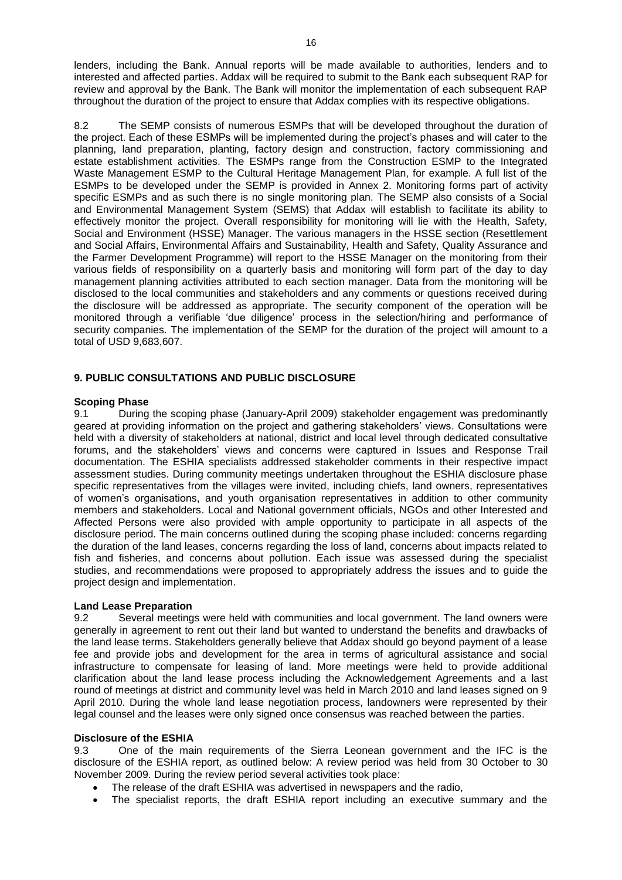lenders, including the Bank. Annual reports will be made available to authorities, lenders and to interested and affected parties. Addax will be required to submit to the Bank each subsequent RAP for review and approval by the Bank. The Bank will monitor the implementation of each subsequent RAP throughout the duration of the project to ensure that Addax complies with its respective obligations.

8.2 The SEMP consists of numerous ESMPs that will be developed throughout the duration of the project. Each of these ESMPs will be implemented during the project's phases and will cater to the planning, land preparation, planting, factory design and construction, factory commissioning and estate establishment activities. The ESMPs range from the Construction ESMP to the Integrated Waste Management ESMP to the Cultural Heritage Management Plan, for example. A full list of the ESMPs to be developed under the SEMP is provided in Annex 2. Monitoring forms part of activity specific ESMPs and as such there is no single monitoring plan. The SEMP also consists of a Social and Environmental Management System (SEMS) that Addax will establish to facilitate its ability to effectively monitor the project. Overall responsibility for monitoring will lie with the Health, Safety, Social and Environment (HSSE) Manager. The various managers in the HSSE section (Resettlement and Social Affairs, Environmental Affairs and Sustainability, Health and Safety, Quality Assurance and the Farmer Development Programme) will report to the HSSE Manager on the monitoring from their various fields of responsibility on a quarterly basis and monitoring will form part of the day to day management planning activities attributed to each section manager. Data from the monitoring will be disclosed to the local communities and stakeholders and any comments or questions received during the disclosure will be addressed as appropriate. The security component of the operation will be monitored through a verifiable 'due diligence' process in the selection/hiring and performance of security companies. The implementation of the SEMP for the duration of the project will amount to a total of USD 9,683,607.

## 9. PUBLIC CONSULTATIONS AND PUBLIC DISCLOSURE

### Scoping Phase

9.1 During the scoping phase (January-April 2009) stakeholder engagement was predominantly geared at providing information on the project and gathering stakeholders' views. Consultations were held with a diversity of stakeholders at national, district and local level through dedicated consultative forums, and the stakeholders' views and concerns were captured in Issues and Response Trail documentation. The ESHIA specialists addressed stakeholder comments in their respective impact assessment studies. During community meetings undertaken throughout the ESHIA disclosure phase specific representatives from the villages were invited, including chiefs, land owners, representatives of women's organisations, and youth organisation representatives in addition to other community members and stakeholders. Local and National government officials, NGOs and other Interested and Affected Persons were also provided with ample opportunity to participate in all aspects of the disclosure period. The main concerns outlined during the scoping phase included: concerns regarding the duration of the land leases, concerns regarding the loss of land, concerns about impacts related to fish and fisheries, and concerns about pollution. Each issue was assessed during the specialist studies, and recommendations were proposed to appropriately address the issues and to guide the project design and implementation.

### Land Lease Preparation

9.2 Several meetings were held with communities and local government. The land owners were generally in agreement to rent out their land but wanted to understand the benefits and drawbacks of the land lease terms. Stakeholders generally believe that Addax should go beyond payment of a lease fee and provide jobs and development for the area in terms of agricultural assistance and social infrastructure to compensate for leasing of land. More meetings were held to provide additional clarification about the land lease process including the Acknowledgement Agreements and a last round of meetings at district and community level was held in March 2010 and land leases signed on 9 April 2010. During the whole land lease negotiation process, landowners were represented by their legal counsel and the leases were only signed once consensus was reached between the parties.

### Disclosure of the ESHIA

9.3 One of the main requirements of the Sierra Leonean government and the IFC is the disclosure of the ESHIA report, as outlined below: A review period was held from 30 October to 30 November 2009. During the review period several activities took place:

- The release of the draft ESHIA was advertised in newspapers and the radio,
- The specialist reports, the draft ESHIA report including an executive summary and the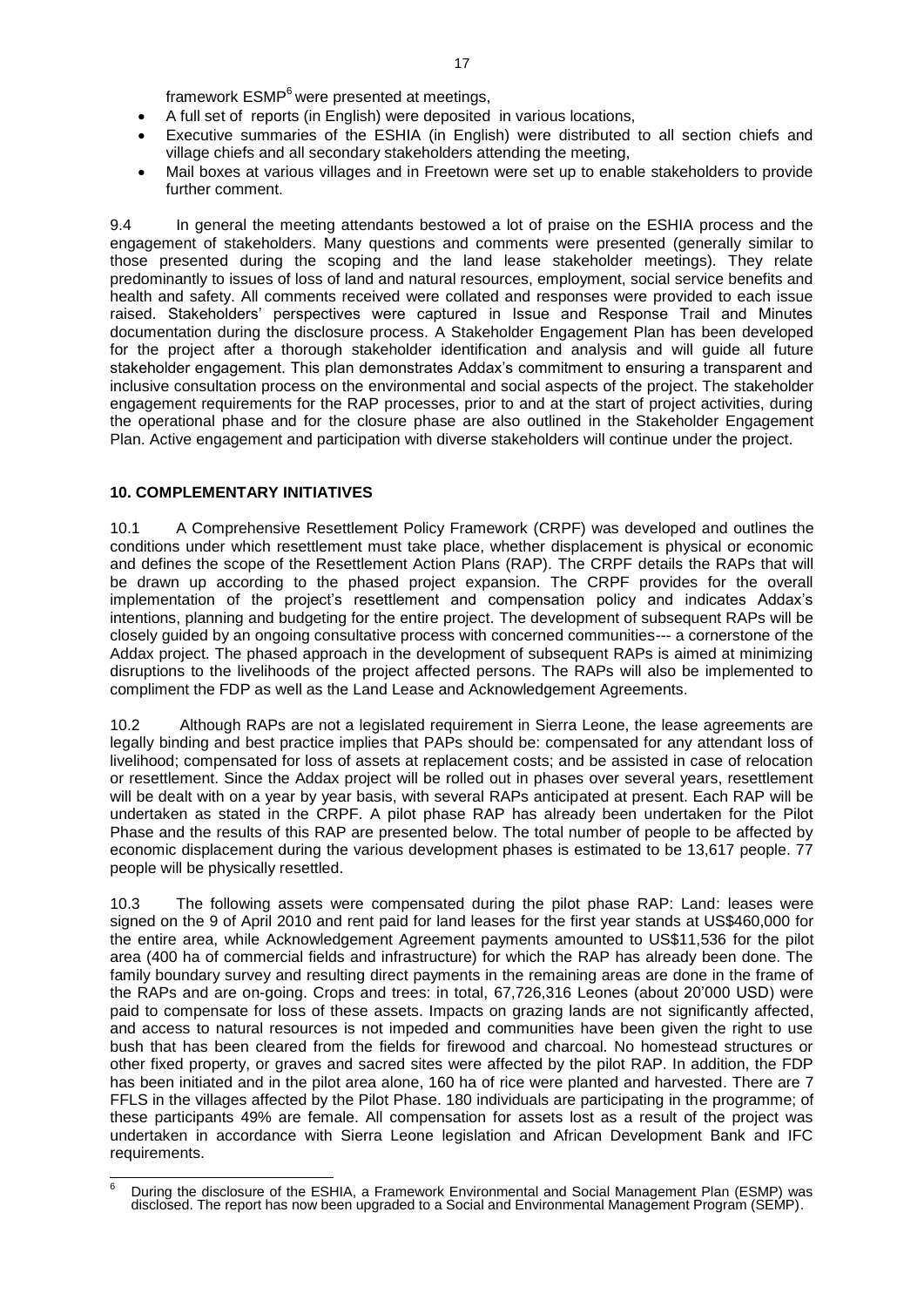framework ESMP[6] were presented at meetings,

- A full set of reports (in English) were deposited in various locations,
- Executive summaries of the ESHIA (in English) were distributed to all section chiefs and village chiefs and all secondary stakeholders attending the meeting,
- Mail boxes at various villages and in Freetown were set up to enable stakeholders to provide further comment.

9.4 In general the meeting attendants bestowed a lot of praise on the ESHIA process and the engagement of stakeholders. Many questions and comments were presented (generally similar to those presented during the scoping and the land lease stakeholder meetings). They relate predominantly to issues of loss of land and natural resources, employment, social service benefits and health and safety. All comments received were collated and responses were provided to each issue raised. Stakeholders' perspectives were captured in Issue and Response Trail and Minutes documentation during the disclosure process. A Stakeholder Engagement Plan has been developed for the project after a thorough stakeholder identification and analysis and will guide all future stakeholder engagement. This plan demonstrates Addax's commitment to ensuring a transparent and inclusive consultation process on the environmental and social aspects of the project. The stakeholder engagement requirements for the RAP processes, prior to and at the start of project activities, during the operational phase and for the closure phase are also outlined in the Stakeholder Engagement Plan. Active engagement and participation with diverse stakeholders will continue under the project.

## 10. COMPLEMENTARY INITIATIVES

10.1 A Comprehensive Resettlement Policy Framework (CRPF) was developed and outlines the conditions under which resettlement must take place, whether displacement is physical or economic and defines the scope of the Resettlement Action Plans (RAP). The CRPF details the RAPs that will be drawn up according to the phased project expansion. The CRPF provides for the overall implementation of the project's resettlement and compensation policy and indicates Addax's intentions, planning and budgeting for the entire project. The development of subsequent RAPs will be closely guided by an ongoing consultative process with concerned communities--- a cornerstone of the Addax project. The phased approach in the development of subsequent RAPs is aimed at minimizing disruptions to the livelihoods of the project affected persons. The RAPs will also be implemented to compliment the FDP as well as the Land Lease and Acknowledgement Agreements.

10.2 Although RAPs are not a legislated requirement in Sierra Leone, the lease agreements are legally binding and best practice implies that PAPs should be: compensated for any attendant loss of livelihood; compensated for loss of assets at replacement costs; and be assisted in case of relocation or resettlement. Since the Addax project will be rolled out in phases over several years, resettlement will be dealt with on a year by year basis, with several RAPs anticipated at present. Each RAP will be undertaken as stated in the CRPF. A pilot phase RAP has already been undertaken for the Pilot Phase and the results of this RAP are presented below. The total number of people to be affected by economic displacement during the various development phases is estimated to be 13,617 people. 77 people will be physically resettled.

10.3 The following assets were compensated during the pilot phase RAP: Land: leases were signed on the 9 of April 2010 and rent paid for land leases for the first year stands at US$460,000 for the entire area, while Acknowledgement Agreement payments amounted to US$11,536 for the pilot area (400 ha of commercial fields and infrastructure) for which the RAP has already been done. The family boundary survey and resulting direct payments in the remaining areas are done in the frame of the RAPs and are on-going. Crops and trees: in total, 67,726,316 Leones (about 20'000 USD) were paid to compensate for loss of these assets. Impacts on grazing lands are not significantly affected, and access to natural resources is not impeded and communities have been given the right to use bush that has been cleared from the fields for firewood and charcoal. No homestead structures or other fixed property, or graves and sacred sites were affected by the pilot RAP. In addition, the FDP has been initiated and in the pilot area alone, 160 ha of rice were planted and harvested. There are 7 FFLS in the villages affected by the Pilot Phase. 180 individuals are participating in the programme; of these participants 49% are female. All compensation for assets lost as a result of the project was undertaken in accordance with Sierra Leone legislation and African Development Bank and IFC requirements.

[6] During the disclosure of the ESHIA, a Framework Environmental and Social Management Plan (ESMP) was disclosed. The report has now been upgraded to a Social and Environmental Management Program (SEMP).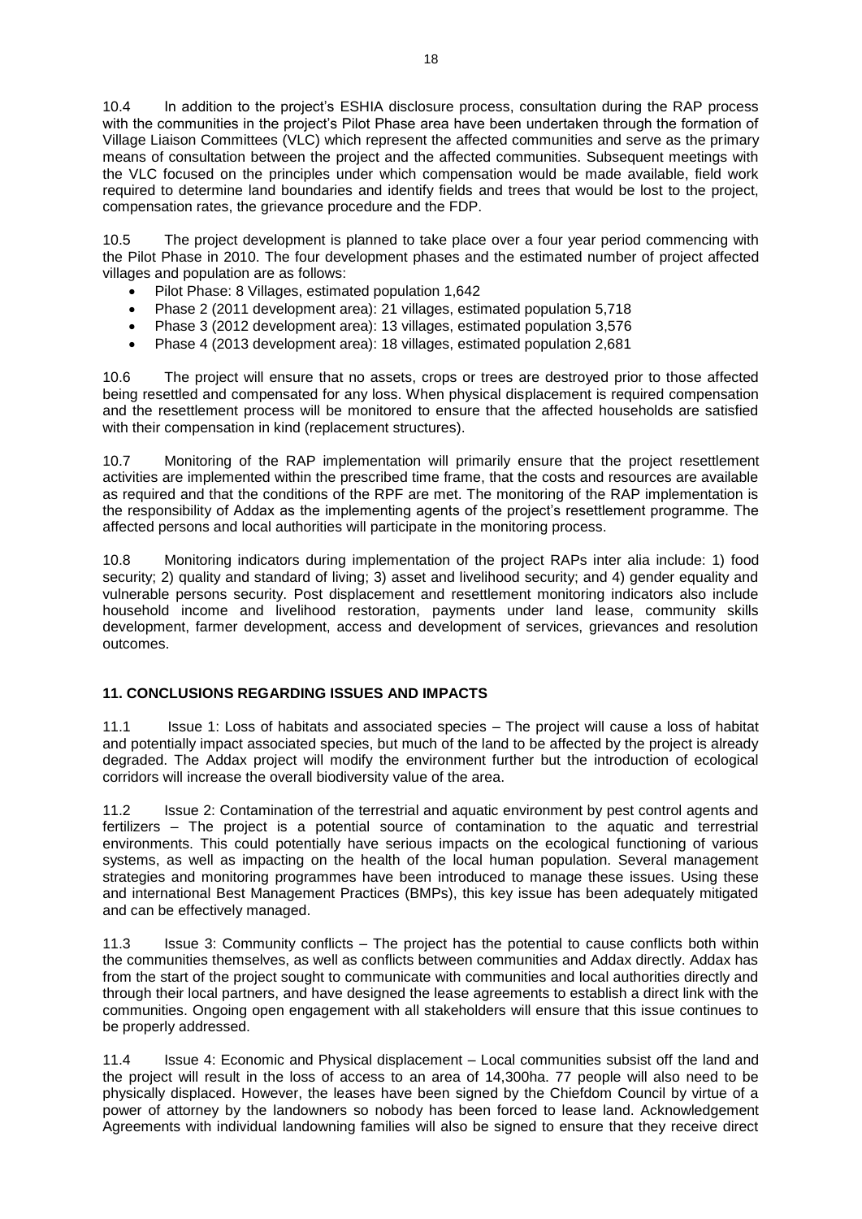10.4 In addition to the project's ESHIA disclosure process, consultation during the RAP process with the communities in the project's Pilot Phase area have been undertaken through the formation of Village Liaison Committees (VLC) which represent the affected communities and serve as the primary means of consultation between the project and the affected communities. Subsequent meetings with the VLC focused on the principles under which compensation would be made available, field work required to determine land boundaries and identify fields and trees that would be lost to the project, compensation rates, the grievance procedure and the FDP.

10.5 The project development is planned to take place over a four year period commencing with the Pilot Phase in 2010. The four development phases and the estimated number of project affected villages and population are as follows:

- Pilot Phase: 8 Villages, estimated population 1,642
- Phase 2 (2011 development area): 21 villages, estimated population 5,718
- Phase 3 (2012 development area): 13 villages, estimated population 3,576
- Phase 4 (2013 development area): 18 villages, estimated population 2,681

10.6 The project will ensure that no assets, crops or trees are destroyed prior to those affected being resettled and compensated for any loss. When physical displacement is required compensation and the resettlement process will be monitored to ensure that the affected households are satisfied with their compensation in kind (replacement structures).

10.7 Monitoring of the RAP implementation will primarily ensure that the project resettlement activities are implemented within the prescribed time frame, that the costs and resources are available as required and that the conditions of the RPF are met. The monitoring of the RAP implementation is the responsibility of Addax as the implementing agents of the project's resettlement programme. The affected persons and local authorities will participate in the monitoring process.

10.8 Monitoring indicators during implementation of the project RAPs inter alia include: 1) food security; 2) quality and standard of living; 3) asset and livelihood security; and 4) gender equality and vulnerable persons security. Post displacement and resettlement monitoring indicators also include household income and livelihood restoration, payments under land lease, community skills development, farmer development, access and development of services, grievances and resolution outcomes.

## 11. CONCLUSIONS REGARDING ISSUES AND IMPACTS

11.1 Issue 1: Loss of habitats and associated species – The project will cause a loss of habitat and potentially impact associated species, but much of the land to be affected by the project is already degraded. The Addax project will modify the environment further but the introduction of ecological corridors will increase the overall biodiversity value of the area.

11.2 Issue 2: Contamination of the terrestrial and aquatic environment by pest control agents and fertilizers – The project is a potential source of contamination to the aquatic and terrestrial environments. This could potentially have serious impacts on the ecological functioning of various systems, as well as impacting on the health of the local human population. Several management strategies and monitoring programmes have been introduced to manage these issues. Using these and international Best Management Practices (BMPs), this key issue has been adequately mitigated and can be effectively managed.

11.3 Issue 3: Community conflicts – The project has the potential to cause conflicts both within the communities themselves, as well as conflicts between communities and Addax directly. Addax has from the start of the project sought to communicate with communities and local authorities directly and through their local partners, and have designed the lease agreements to establish a direct link with the communities. Ongoing open engagement with all stakeholders will ensure that this issue continues to be properly addressed.

11.4 Issue 4: Economic and Physical displacement – Local communities subsist off the land and the project will result in the loss of access to an area of 14,300ha. 77 people will also need to be physically displaced. However, the leases have been signed by the Chiefdom Council by virtue of a power of attorney by the landowners so nobody has been forced to lease land. Acknowledgement Agreements with individual landowning families will also be signed to ensure that they receive direct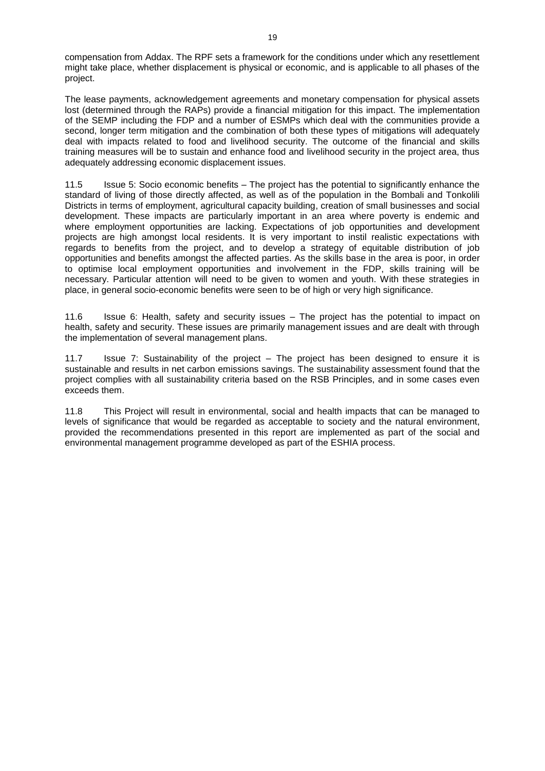compensation from Addax. The RPF sets a framework for the conditions under which any resettlement might take place, whether displacement is physical or economic, and is applicable to all phases of the project.

The lease payments, acknowledgement agreements and monetary compensation for physical assets lost (determined through the RAPs) provide a financial mitigation for this impact. The implementation of the SEMP including the FDP and a number of ESMPs which deal with the communities provide a second, longer term mitigation and the combination of both these types of mitigations will adequately deal with impacts related to food and livelihood security. The outcome of the financial and skills training measures will be to sustain and enhance food and livelihood security in the project area, thus adequately addressing economic displacement issues.

11.5 Issue 5: Socio economic benefits – The project has the potential to significantly enhance the standard of living of those directly affected, as well as of the population in the Bombali and Tonkolili Districts in terms of employment, agricultural capacity building, creation of small businesses and social development. These impacts are particularly important in an area where poverty is endemic and where employment opportunities are lacking. Expectations of job opportunities and development projects are high amongst local residents. It is very important to instil realistic expectations with regards to benefits from the project, and to develop a strategy of equitable distribution of job opportunities and benefits amongst the affected parties. As the skills base in the area is poor, in order to optimise local employment opportunities and involvement in the FDP, skills training will be necessary. Particular attention will need to be given to women and youth. With these strategies in place, in general socio-economic benefits were seen to be of high or very high significance.

11.6 Issue 6: Health, safety and security issues – The project has the potential to impact on health, safety and security. These issues are primarily management issues and are dealt with through the implementation of several management plans.

11.7 Issue 7: Sustainability of the project – The project has been designed to ensure it is sustainable and results in net carbon emissions savings. The sustainability assessment found that the project complies with all sustainability criteria based on the RSB Principles, and in some cases even exceeds them.

11.8 This Project will result in environmental, social and health impacts that can be managed to levels of significance that would be regarded as acceptable to society and the natural environment, provided the recommendations presented in this report are implemented as part of the social and environmental management programme developed as part of the ESHIA process.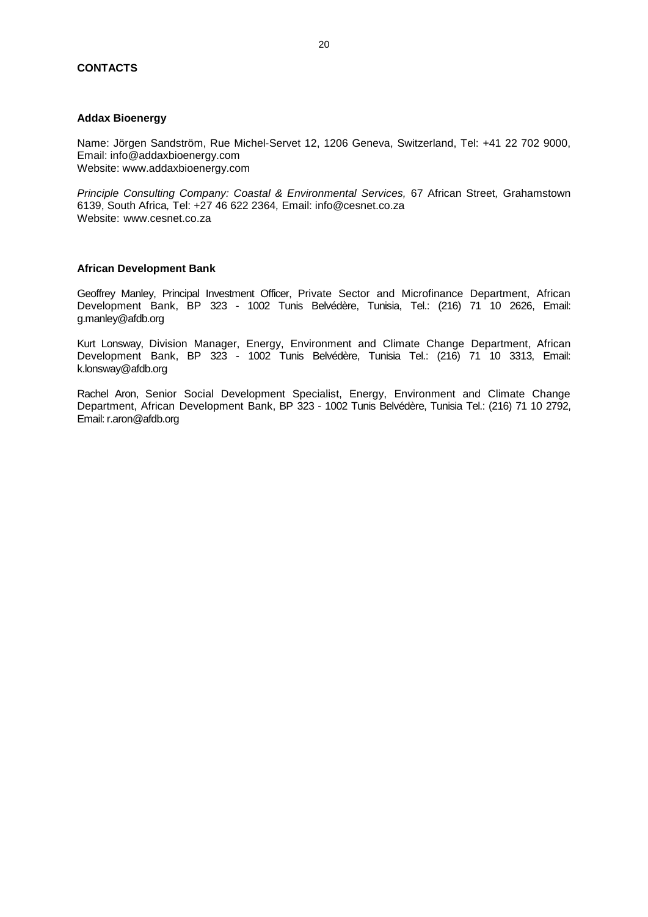**CONTACTS**

**Addax Bioenergy**

Name: Jörgen Sandström, Rue Michel-Servet 12, 1206 Geneva, Switzerland, Tel: +41 22 702 9000, Email: info@addaxbioenergy.com
Website: www.addaxbioenergy.com

*Principle Consulting Company: Coastal & Environmental Services,* 67 African Street, Grahamstown 6139, South Africa, Tel: +27 46 622 2364, Email: info@cesnet.co.za
Website: www.cesnet.co.za

**African Development Bank**

Geoffrey Manley, Principal Investment Officer, Private Sector and Microfinance Department, African Development Bank, BP 323 - 1002 Tunis Belvédère, Tunisia, Tel.: (216) 71 10 2626, Email: g.manley@afdb.org

Kurt Lonsway, Division Manager, Energy, Environment and Climate Change Department, African Development Bank, BP 323 - 1002 Tunis Belvédère, Tunisia Tel.: (216) 71 10 3313, Email: k.lonsway@afdb.org

Rachel Aron, Senior Social Development Specialist, Energy, Environment and Climate Change Department, African Development Bank, BP 323 - 1002 Tunis Belvédère, Tunisia Tel.: (216) 71 10 2792, Email: r.aron@afdb.org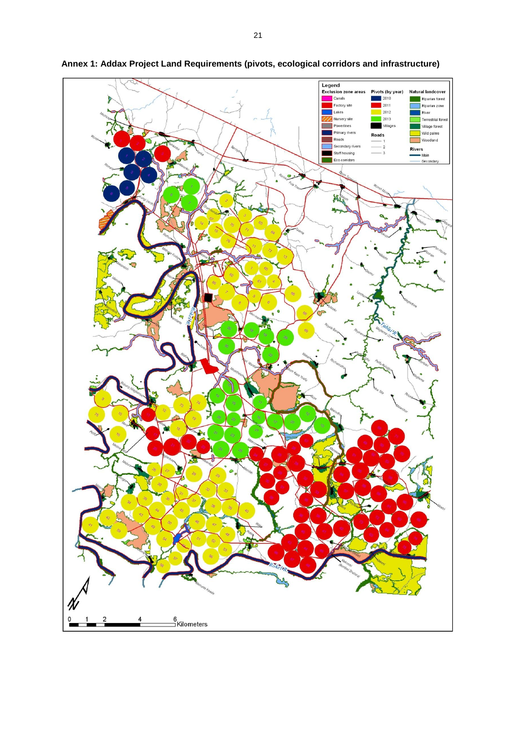**Annex 1: Addax Project Land Requirements (pivots, ecological corridors and infrastructure)**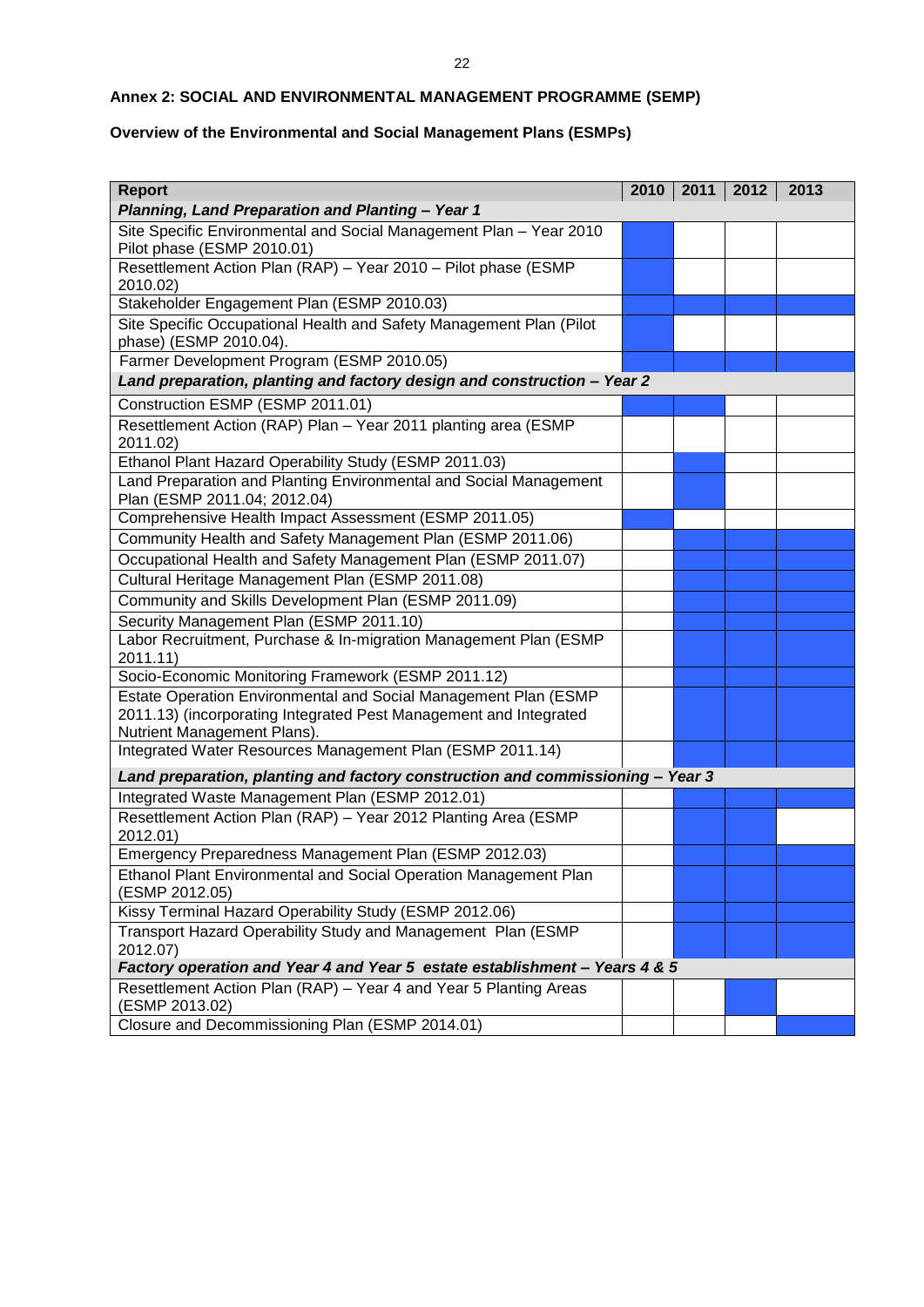## Annex 2: SOCIAL AND ENVIRONMENTAL MANAGEMENT PROGRAMME (SEMP)

### Overview of the Environmental and Social Management Plans (ESMPs)

| Report | 2010 | 2011 | 2012 | 2013 |
|---|---|---|---|---|
| ***Planning, Land Preparation and Planting – Year 1*** | | | | |
| Site Specific Environmental and Social Management Plan – Year 2010 Pilot phase (ESMP 2010.01) | ■ | | | |
| Resettlement Action Plan (RAP) – Year 2010 – Pilot phase (ESMP 2010.02) | ■ | | | |
| Stakeholder Engagement Plan (ESMP 2010.03) | ■ | ■ | ■ | ■ |
| Site Specific Occupational Health and Safety Management Plan (Pilot phase) (ESMP 2010.04). | ■ | | | |
| Farmer Development Program (ESMP 2010.05) | ■ | ■ | ■ | ■ |
| ***Land preparation, planting and factory design and construction – Year 2*** | | | | |
| Construction ESMP (ESMP 2011.01) | ■ | ■ | | |
| Resettlement Action (RAP) Plan – Year 2011 planting area (ESMP 2011.02) | | | | |
| Ethanol Plant Hazard Operability Study (ESMP 2011.03) | | ■ | | |
| Land Preparation and Planting Environmental and Social Management Plan (ESMP 2011.04; 2012.04) | | ■ | | |
| Comprehensive Health Impact Assessment (ESMP 2011.05) | ■ | | | |
| Community Health and Safety Management Plan (ESMP 2011.06) | | ■ | ■ | ■ |
| Occupational Health and Safety Management Plan (ESMP 2011.07) | | ■ | ■ | ■ |
| Cultural Heritage Management Plan (ESMP 2011.08) | | ■ | ■ | ■ |
| Community and Skills Development Plan (ESMP 2011.09) | | ■ | ■ | ■ |
| Security Management Plan (ESMP 2011.10) | | ■ | ■ | ■ |
| Labor Recruitment, Purchase & In-migration Management Plan (ESMP 2011.11) | | ■ | ■ | ■ |
| Socio-Economic Monitoring Framework (ESMP 2011.12) | | ■ | ■ | ■ |
| Estate Operation Environmental and Social Management Plan (ESMP 2011.13) (incorporating Integrated Pest Management and Integrated Nutrient Management Plans). | | ■ | ■ | ■ |
| Integrated Water Resources Management Plan (ESMP 2011.14) | | ■ | ■ | ■ |
| ***Land preparation, planting and factory construction and commissioning – Year 3*** | | | | |
| Integrated Waste Management Plan (ESMP 2012.01) | | ■ | ■ | ■ |
| Resettlement Action Plan (RAP) – Year 2012 Planting Area (ESMP 2012.01) | | ■ | ■ | |
| Emergency Preparedness Management Plan (ESMP 2012.03) | | ■ | ■ | ■ |
| Ethanol Plant Environmental and Social Operation Management Plan (ESMP 2012.05) | | ■ | ■ | ■ |
| Kissy Terminal Hazard Operability Study (ESMP 2012.06) | | ■ | ■ | ■ |
| Transport Hazard Operability Study and Management Plan (ESMP 2012.07) | | ■ | ■ | ■ |
| ***Factory operation and Year 4 and Year 5 estate establishment – Years 4 & 5*** | | | | |
| Resettlement Action Plan (RAP) – Year 4 and Year 5 Planting Areas (ESMP 2013.02) | | | ■ | |
| Closure and Decommissioning Plan (ESMP 2014.01) | | | | ■ |